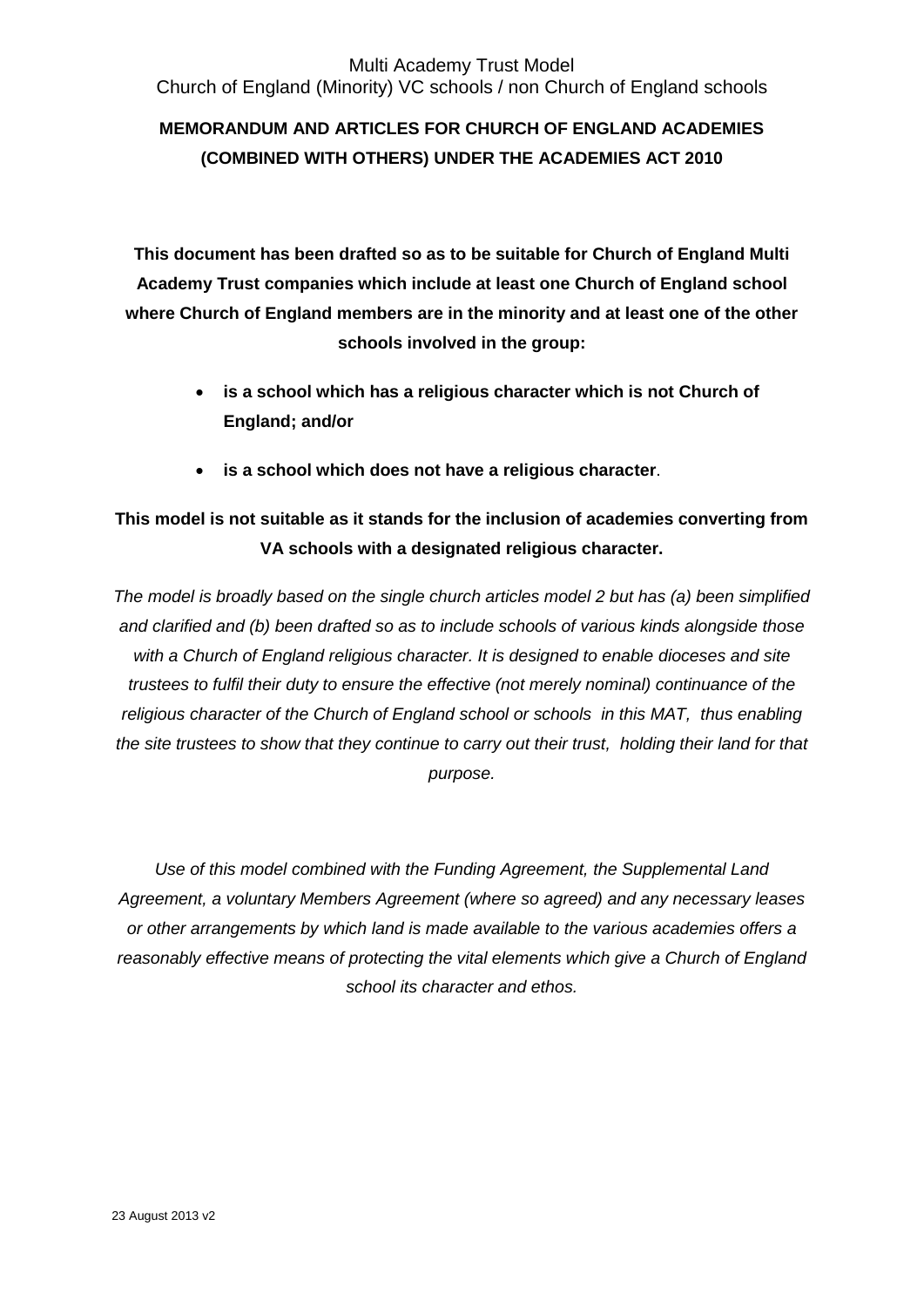Multi Academy Trust Model
Church of England (Minority) VC schools / non Church of England schools

# MEMORANDUM AND ARTICLES FOR CHURCH OF ENGLAND ACADEMIES (COMBINED WITH OTHERS) UNDER THE ACADEMIES ACT 2010

**This document has been drafted so as to be suitable for Church of England Multi Academy Trust companies which include at least one Church of England school where Church of England members are in the minority and at least one of the other schools involved in the group:**

- **is a school which has a religious character which is not Church of England; and/or**
- **is a school which does not have a religious character**.

**This model is not suitable as it stands for the inclusion of academies converting from VA schools with a designated religious character.**

*The model is broadly based on the single church articles model 2 but has (a) been simplified and clarified and (b) been drafted so as to include schools of various kinds alongside those with a Church of England religious character. It is designed to enable dioceses and site trustees to fulfil their duty to ensure the effective (not merely nominal) continuance of the religious character of the Church of England school or schools in this MAT, thus enabling the site trustees to show that they continue to carry out their trust, holding their land for that purpose.*

*Use of this model combined with the Funding Agreement, the Supplemental Land Agreement, a voluntary Members Agreement (where so agreed) and any necessary leases or other arrangements by which land is made available to the various academies offers a reasonably effective means of protecting the vital elements which give a Church of England school its character and ethos.*

23 August 2013 v2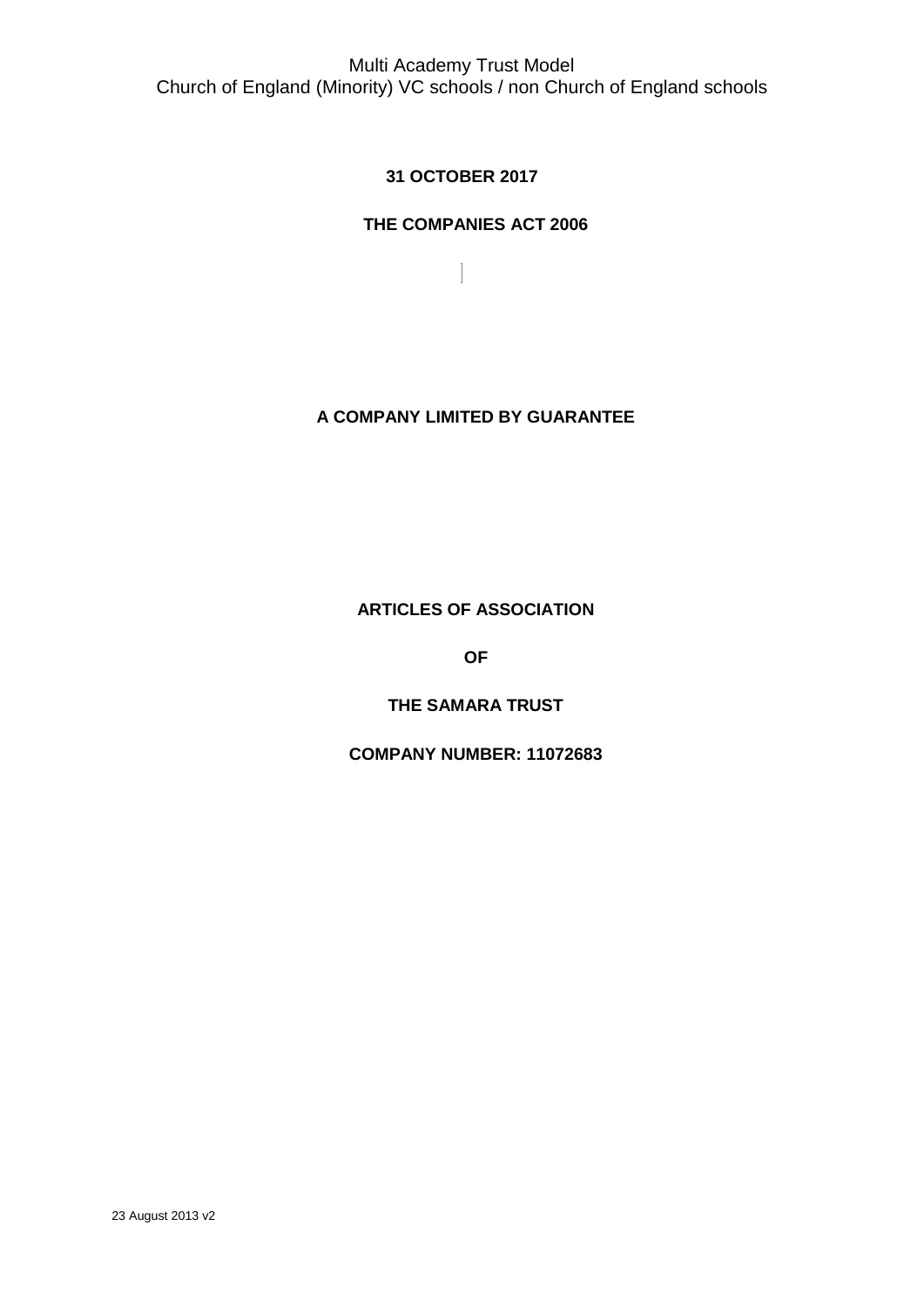Multi Academy Trust Model
Church of England (Minority) VC schools / non Church of England schools

**31 OCTOBER 2017**

**THE COMPANIES ACT 2006**

**A COMPANY LIMITED BY GUARANTEE**

**ARTICLES OF ASSOCIATION**

**OF**

**THE SAMARA TRUST**

**COMPANY NUMBER: 11072683**

23 August 2013 v2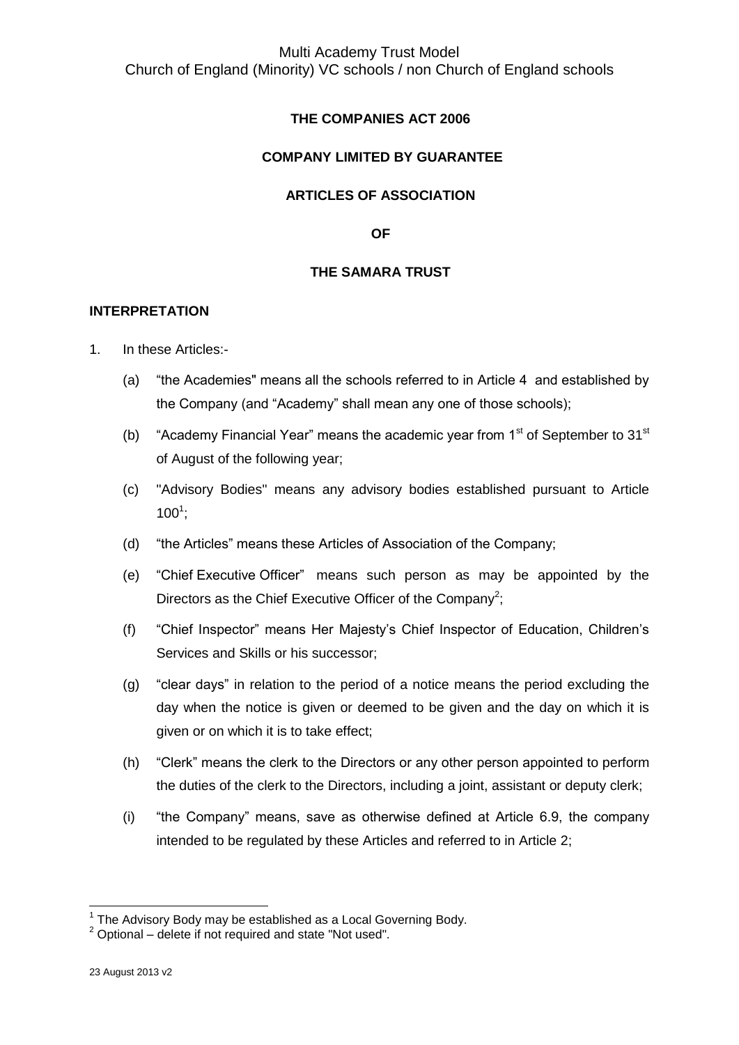**THE COMPANIES ACT 2006**

**COMPANY LIMITED BY GUARANTEE**

**ARTICLES OF ASSOCIATION**

**OF**

**THE SAMARA TRUST**

**INTERPRETATION**

1. In these Articles:-

   (a) "the Academies" means all the schools referred to in Article 4 and established by the Company (and "Academy" shall mean any one of those schools);

   (b) "Academy Financial Year" means the academic year from 1st of September to 31st of August of the following year;

   (c) "Advisory Bodies" means any advisory bodies established pursuant to Article 100[1];

   (d) "the Articles" means these Articles of Association of the Company;

   (e) "Chief Executive Officer" means such person as may be appointed by the Directors as the Chief Executive Officer of the Company[2];

   (f) "Chief Inspector" means Her Majesty's Chief Inspector of Education, Children's Services and Skills or his successor;

   (g) "clear days" in relation to the period of a notice means the period excluding the day when the notice is given or deemed to be given and the day on which it is given or on which it is to take effect;

   (h) "Clerk" means the clerk to the Directors or any other person appointed to perform the duties of the clerk to the Directors, including a joint, assistant or deputy clerk;

   (i) "the Company" means, save as otherwise defined at Article 6.9, the company intended to be regulated by these Articles and referred to in Article 2;

---

[1] The Advisory Body may be established as a Local Governing Body.

[2] Optional – delete if not required and state "Not used".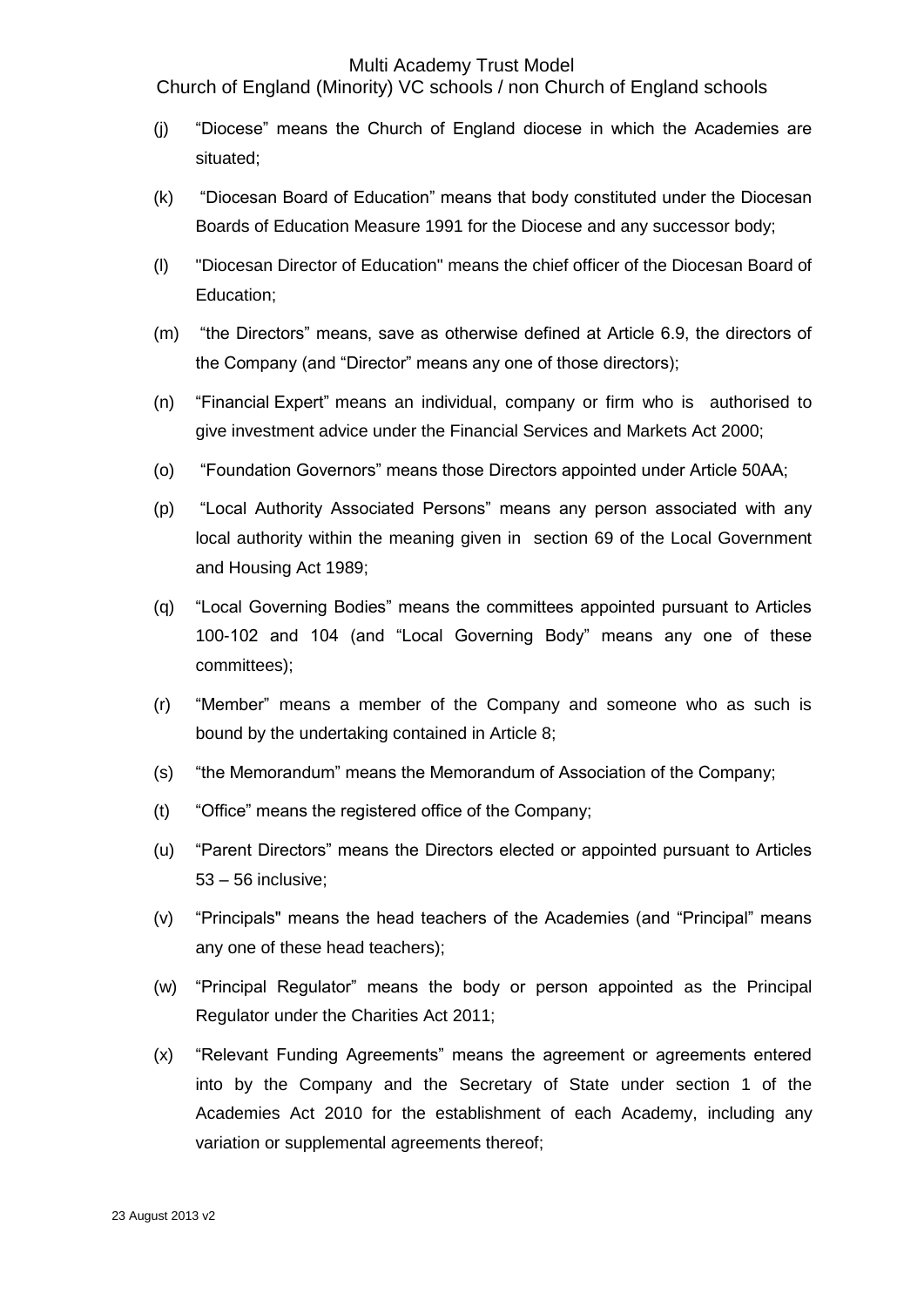(j) "Diocese" means the Church of England diocese in which the Academies are situated;

(k) "Diocesan Board of Education" means that body constituted under the Diocesan Boards of Education Measure 1991 for the Diocese and any successor body;

(l) "Diocesan Director of Education" means the chief officer of the Diocesan Board of Education;

(m) "the Directors" means, save as otherwise defined at Article 6.9, the directors of the Company (and "Director" means any one of those directors);

(n) "Financial Expert" means an individual, company or firm who is authorised to give investment advice under the Financial Services and Markets Act 2000;

(o) "Foundation Governors" means those Directors appointed under Article 50AA;

(p) "Local Authority Associated Persons" means any person associated with any local authority within the meaning given in section 69 of the Local Government and Housing Act 1989;

(q) "Local Governing Bodies" means the committees appointed pursuant to Articles 100-102 and 104 (and "Local Governing Body" means any one of these committees);

(r) "Member" means a member of the Company and someone who as such is bound by the undertaking contained in Article 8;

(s) "the Memorandum" means the Memorandum of Association of the Company;

(t) "Office" means the registered office of the Company;

(u) "Parent Directors" means the Directors elected or appointed pursuant to Articles 53 – 56 inclusive;

(v) "Principals" means the head teachers of the Academies (and "Principal" means any one of these head teachers);

(w) "Principal Regulator" means the body or person appointed as the Principal Regulator under the Charities Act 2011;

(x) "Relevant Funding Agreements" means the agreement or agreements entered into by the Company and the Secretary of State under section 1 of the Academies Act 2010 for the establishment of each Academy, including any variation or supplemental agreements thereof;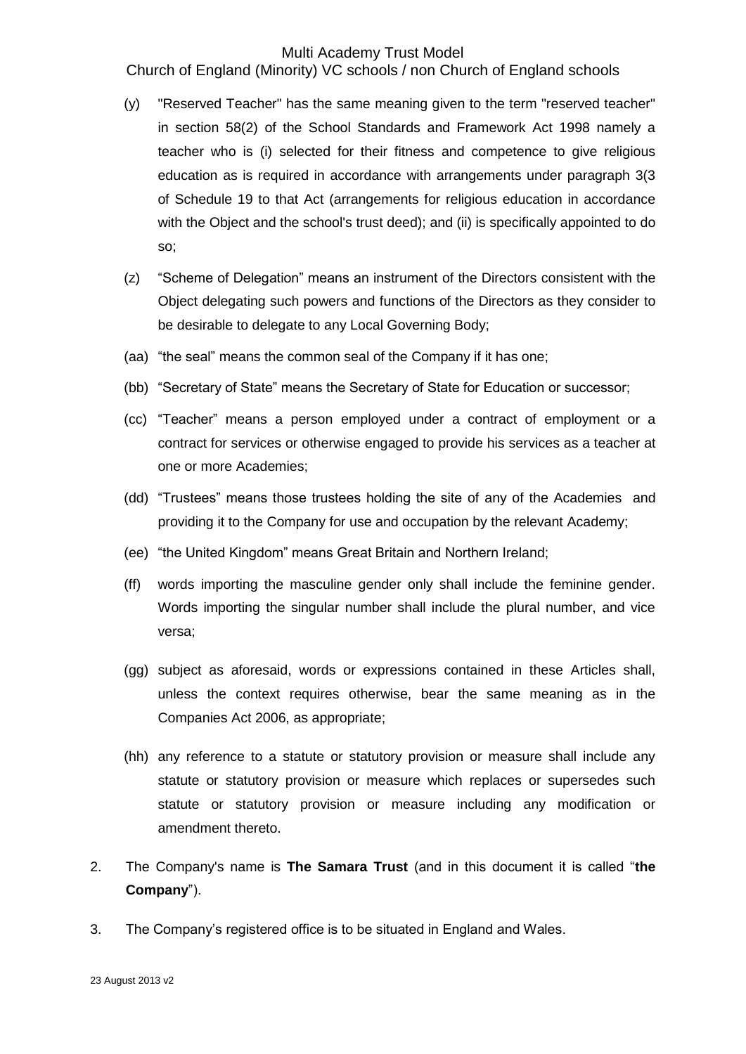(y) "Reserved Teacher" has the same meaning given to the term "reserved teacher" in section 58(2) of the School Standards and Framework Act 1998 namely a teacher who is (i) selected for their fitness and competence to give religious education as is required in accordance with arrangements under paragraph 3(3 of Schedule 19 to that Act (arrangements for religious education in accordance with the Object and the school's trust deed); and (ii) is specifically appointed to do so;

(z) "Scheme of Delegation" means an instrument of the Directors consistent with the Object delegating such powers and functions of the Directors as they consider to be desirable to delegate to any Local Governing Body;

(aa) "the seal" means the common seal of the Company if it has one;

(bb) "Secretary of State" means the Secretary of State for Education or successor;

(cc) "Teacher" means a person employed under a contract of employment or a contract for services or otherwise engaged to provide his services as a teacher at one or more Academies;

(dd) "Trustees" means those trustees holding the site of any of the Academies and providing it to the Company for use and occupation by the relevant Academy;

(ee) "the United Kingdom" means Great Britain and Northern Ireland;

(ff) words importing the masculine gender only shall include the feminine gender. Words importing the singular number shall include the plural number, and vice versa;

(gg) subject as aforesaid, words or expressions contained in these Articles shall, unless the context requires otherwise, bear the same meaning as in the Companies Act 2006, as appropriate;

(hh) any reference to a statute or statutory provision or measure shall include any statute or statutory provision or measure which replaces or supersedes such statute or statutory provision or measure including any modification or amendment thereto.

2. The Company's name is **The Samara Trust** (and in this document it is called "**the Company**").

3. The Company's registered office is to be situated in England and Wales.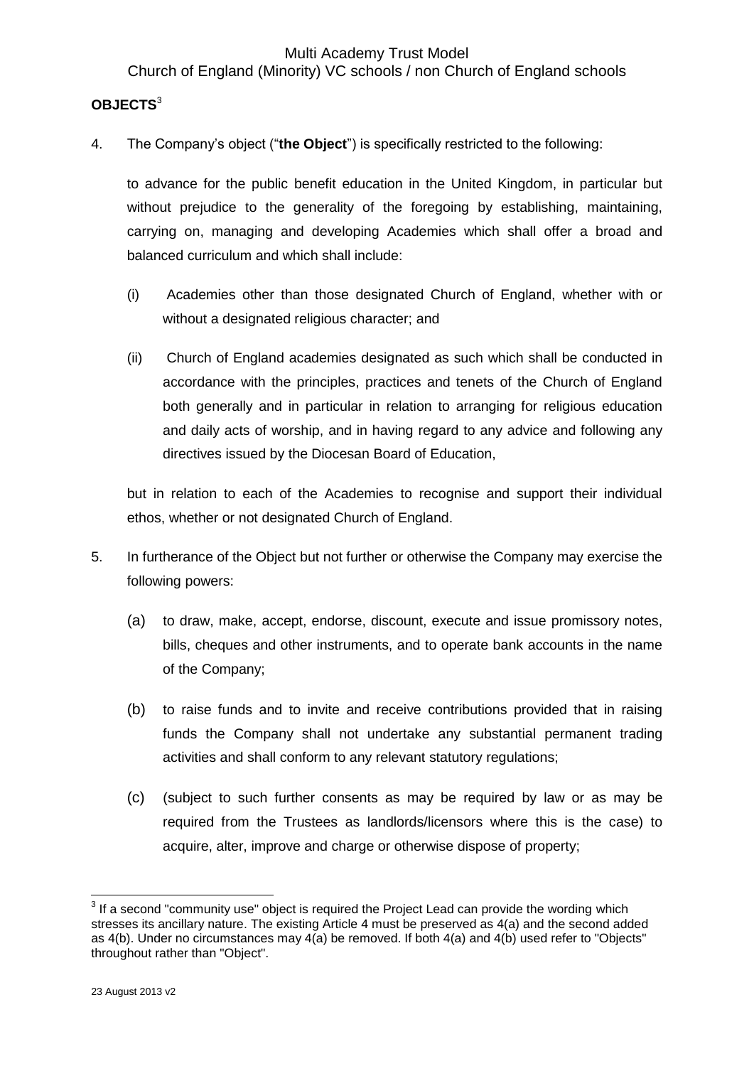**OBJECTS**[3]

4. The Company's object ("**the Object**") is specifically restricted to the following:

   to advance for the public benefit education in the United Kingdom, in particular but without prejudice to the generality of the foregoing by establishing, maintaining, carrying on, managing and developing Academies which shall offer a broad and balanced curriculum and which shall include:

   (i) Academies other than those designated Church of England, whether with or without a designated religious character; and

   (ii) Church of England academies designated as such which shall be conducted in accordance with the principles, practices and tenets of the Church of England both generally and in particular in relation to arranging for religious education and daily acts of worship, and in having regard to any advice and following any directives issued by the Diocesan Board of Education,

   but in relation to each of the Academies to recognise and support their individual ethos, whether or not designated Church of England.

5. In furtherance of the Object but not further or otherwise the Company may exercise the following powers:

   (a) to draw, make, accept, endorse, discount, execute and issue promissory notes, bills, cheques and other instruments, and to operate bank accounts in the name of the Company;

   (b) to raise funds and to invite and receive contributions provided that in raising funds the Company shall not undertake any substantial permanent trading activities and shall conform to any relevant statutory regulations;

   (c) (subject to such further consents as may be required by law or as may be required from the Trustees as landlords/licensors where this is the case) to acquire, alter, improve and charge or otherwise dispose of property;

---

[3] If a second "community use" object is required the Project Lead can provide the wording which stresses its ancillary nature. The existing Article 4 must be preserved as 4(a) and the second added as 4(b). Under no circumstances may 4(a) be removed. If both 4(a) and 4(b) used refer to "Objects" throughout rather than "Object".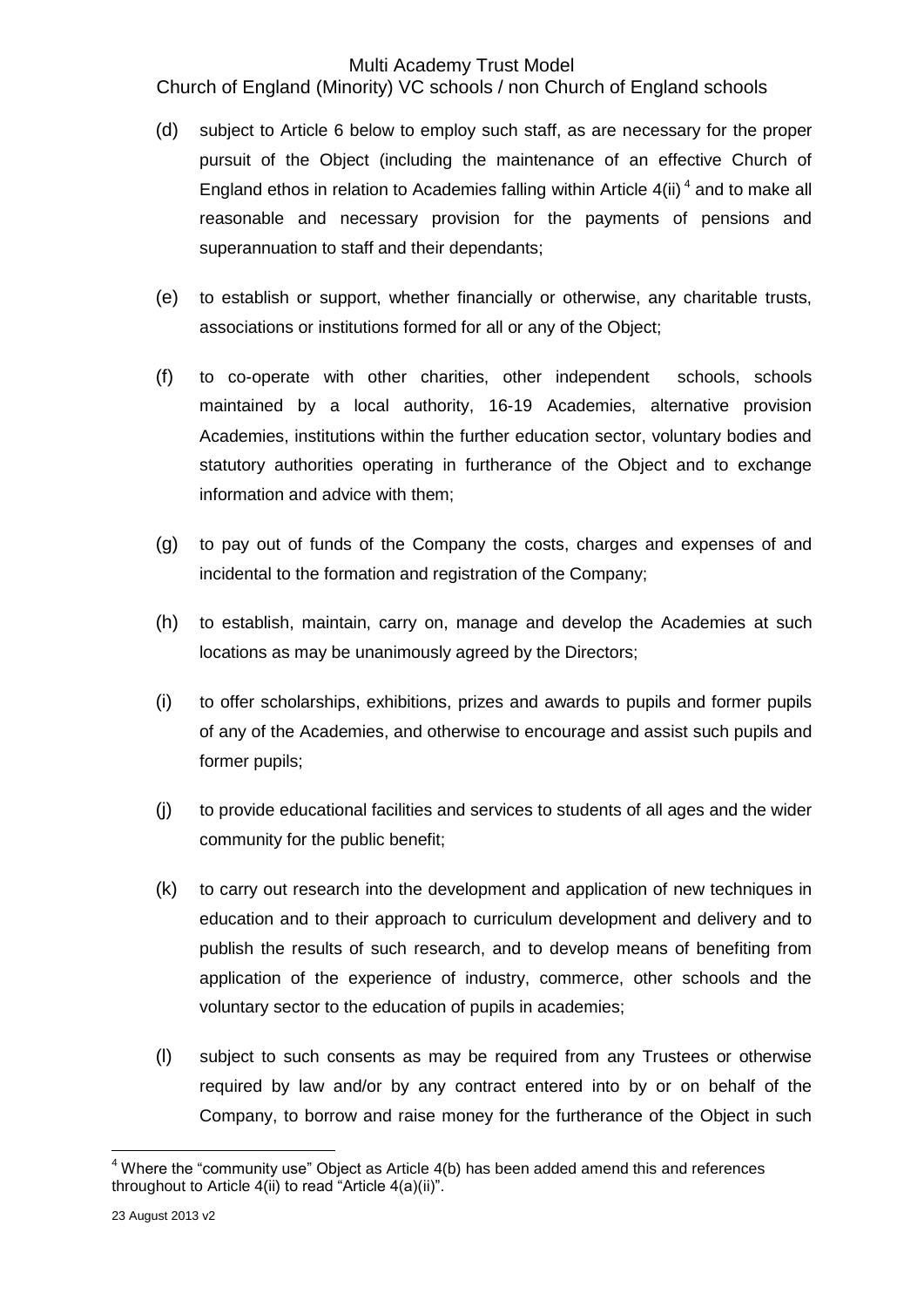(d) subject to Article 6 below to employ such staff, as are necessary for the proper pursuit of the Object (including the maintenance of an effective Church of England ethos in relation to Academies falling within Article 4(ii) [4] and to make all reasonable and necessary provision for the payments of pensions and superannuation to staff and their dependants;

(e) to establish or support, whether financially or otherwise, any charitable trusts, associations or institutions formed for all or any of the Object;

(f) to co-operate with other charities, other independent schools, schools maintained by a local authority, 16-19 Academies, alternative provision Academies, institutions within the further education sector, voluntary bodies and statutory authorities operating in furtherance of the Object and to exchange information and advice with them;

(g) to pay out of funds of the Company the costs, charges and expenses of and incidental to the formation and registration of the Company;

(h) to establish, maintain, carry on, manage and develop the Academies at such locations as may be unanimously agreed by the Directors;

(i) to offer scholarships, exhibitions, prizes and awards to pupils and former pupils of any of the Academies, and otherwise to encourage and assist such pupils and former pupils;

(j) to provide educational facilities and services to students of all ages and the wider community for the public benefit;

(k) to carry out research into the development and application of new techniques in education and to their approach to curriculum development and delivery and to publish the results of such research, and to develop means of benefiting from application of the experience of industry, commerce, other schools and the voluntary sector to the education of pupils in academies;

(l) subject to such consents as may be required from any Trustees or otherwise required by law and/or by any contract entered into by or on behalf of the Company, to borrow and raise money for the furtherance of the Object in such

---

[4] Where the "community use" Object as Article 4(b) has been added amend this and references throughout to Article 4(ii) to read "Article 4(a)(ii)".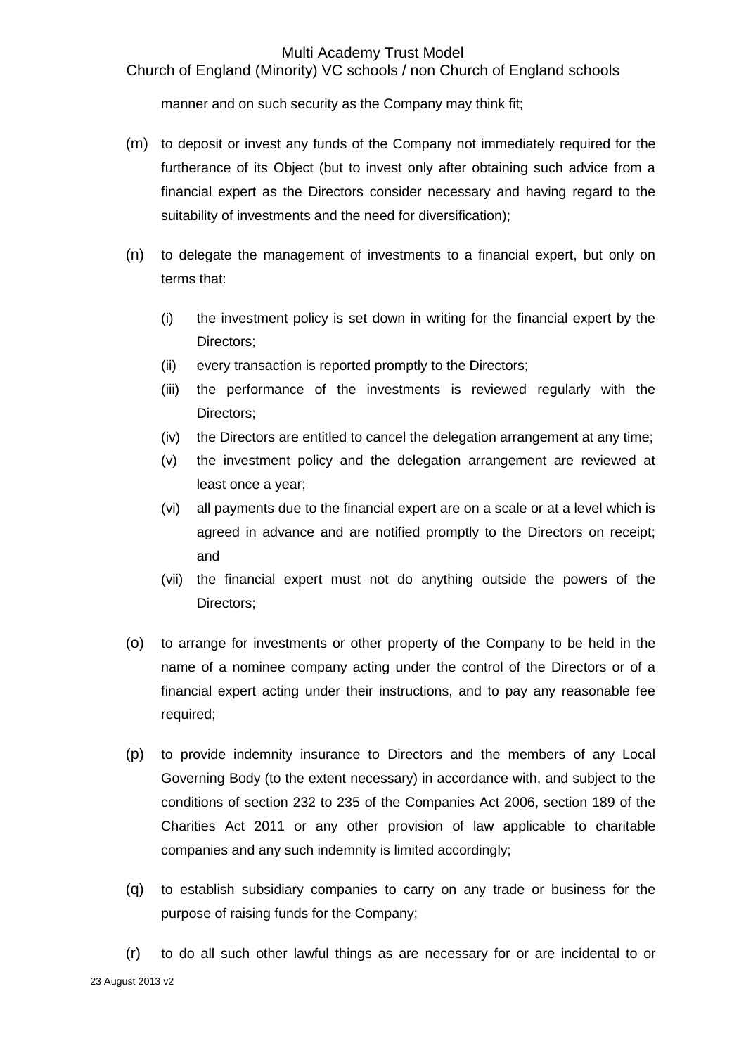manner and on such security as the Company may think fit;

(m) to deposit or invest any funds of the Company not immediately required for the furtherance of its Object (but to invest only after obtaining such advice from a financial expert as the Directors consider necessary and having regard to the suitability of investments and the need for diversification);

(n) to delegate the management of investments to a financial expert, but only on terms that:

   (i) the investment policy is set down in writing for the financial expert by the Directors;
   (ii) every transaction is reported promptly to the Directors;
   (iii) the performance of the investments is reviewed regularly with the Directors;
   (iv) the Directors are entitled to cancel the delegation arrangement at any time;
   (v) the investment policy and the delegation arrangement are reviewed at least once a year;
   (vi) all payments due to the financial expert are on a scale or at a level which is agreed in advance and are notified promptly to the Directors on receipt; and
   (vii) the financial expert must not do anything outside the powers of the Directors;

(o) to arrange for investments or other property of the Company to be held in the name of a nominee company acting under the control of the Directors or of a financial expert acting under their instructions, and to pay any reasonable fee required;

(p) to provide indemnity insurance to Directors and the members of any Local Governing Body (to the extent necessary) in accordance with, and subject to the conditions of section 232 to 235 of the Companies Act 2006, section 189 of the Charities Act 2011 or any other provision of law applicable to charitable companies and any such indemnity is limited accordingly;

(q) to establish subsidiary companies to carry on any trade or business for the purpose of raising funds for the Company;

(r) to do all such other lawful things as are necessary for or are incidental to or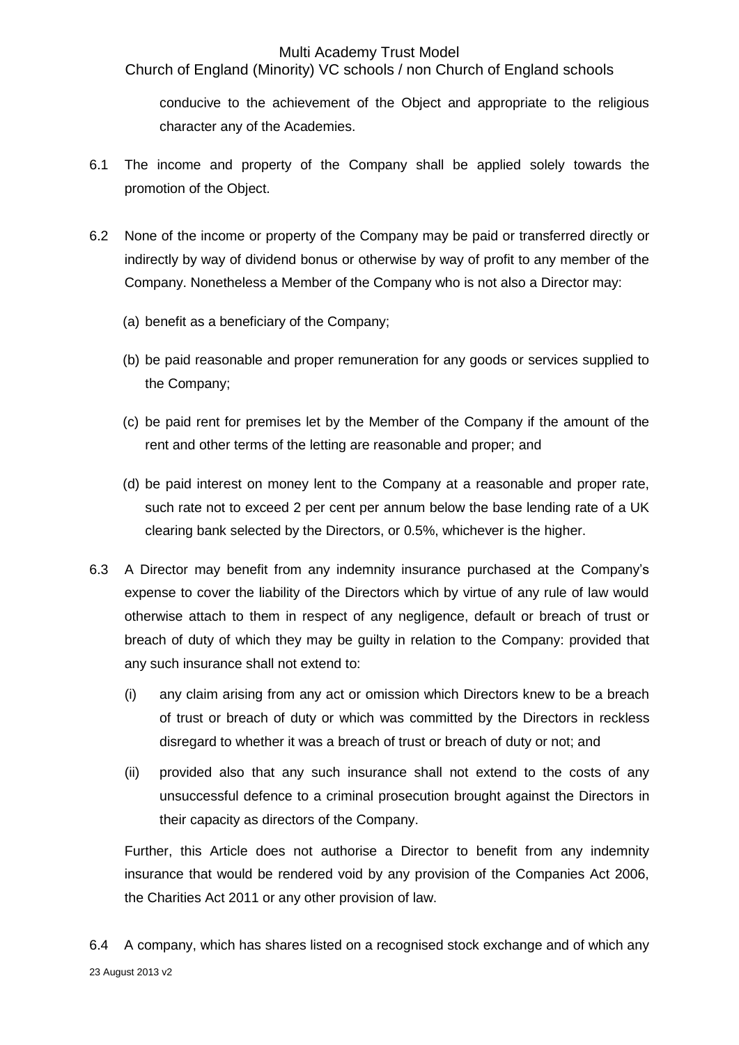conducive to the achievement of the Object and appropriate to the religious character any of the Academies.

6.1 The income and property of the Company shall be applied solely towards the promotion of the Object.

6.2 None of the income or property of the Company may be paid or transferred directly or indirectly by way of dividend bonus or otherwise by way of profit to any member of the Company. Nonetheless a Member of the Company who is not also a Director may:

(a) benefit as a beneficiary of the Company;

(b) be paid reasonable and proper remuneration for any goods or services supplied to the Company;

(c) be paid rent for premises let by the Member of the Company if the amount of the rent and other terms of the letting are reasonable and proper; and

(d) be paid interest on money lent to the Company at a reasonable and proper rate, such rate not to exceed 2 per cent per annum below the base lending rate of a UK clearing bank selected by the Directors, or 0.5%, whichever is the higher.

6.3 A Director may benefit from any indemnity insurance purchased at the Company's expense to cover the liability of the Directors which by virtue of any rule of law would otherwise attach to them in respect of any negligence, default or breach of trust or breach of duty of which they may be guilty in relation to the Company: provided that any such insurance shall not extend to:

(i) any claim arising from any act or omission which Directors knew to be a breach of trust or breach of duty or which was committed by the Directors in reckless disregard to whether it was a breach of trust or breach of duty or not; and

(ii) provided also that any such insurance shall not extend to the costs of any unsuccessful defence to a criminal prosecution brought against the Directors in their capacity as directors of the Company.

Further, this Article does not authorise a Director to benefit from any indemnity insurance that would be rendered void by any provision of the Companies Act 2006, the Charities Act 2011 or any other provision of law.

6.4 A company, which has shares listed on a recognised stock exchange and of which any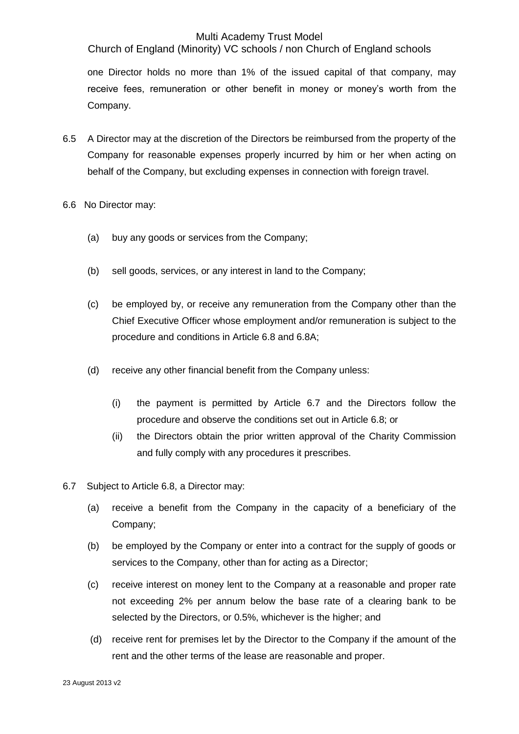one Director holds no more than 1% of the issued capital of that company, may receive fees, remuneration or other benefit in money or money's worth from the Company.

6.5 A Director may at the discretion of the Directors be reimbursed from the property of the Company for reasonable expenses properly incurred by him or her when acting on behalf of the Company, but excluding expenses in connection with foreign travel.

6.6 No Director may:

(a) buy any goods or services from the Company;

(b) sell goods, services, or any interest in land to the Company;

(c) be employed by, or receive any remuneration from the Company other than the Chief Executive Officer whose employment and/or remuneration is subject to the procedure and conditions in Article 6.8 and 6.8A;

(d) receive any other financial benefit from the Company unless:

(i) the payment is permitted by Article 6.7 and the Directors follow the procedure and observe the conditions set out in Article 6.8; or

(ii) the Directors obtain the prior written approval of the Charity Commission and fully comply with any procedures it prescribes.

6.7 Subject to Article 6.8, a Director may:

(a) receive a benefit from the Company in the capacity of a beneficiary of the Company;

(b) be employed by the Company or enter into a contract for the supply of goods or services to the Company, other than for acting as a Director;

(c) receive interest on money lent to the Company at a reasonable and proper rate not exceeding 2% per annum below the base rate of a clearing bank to be selected by the Directors, or 0.5%, whichever is the higher; and

(d) receive rent for premises let by the Director to the Company if the amount of the rent and the other terms of the lease are reasonable and proper.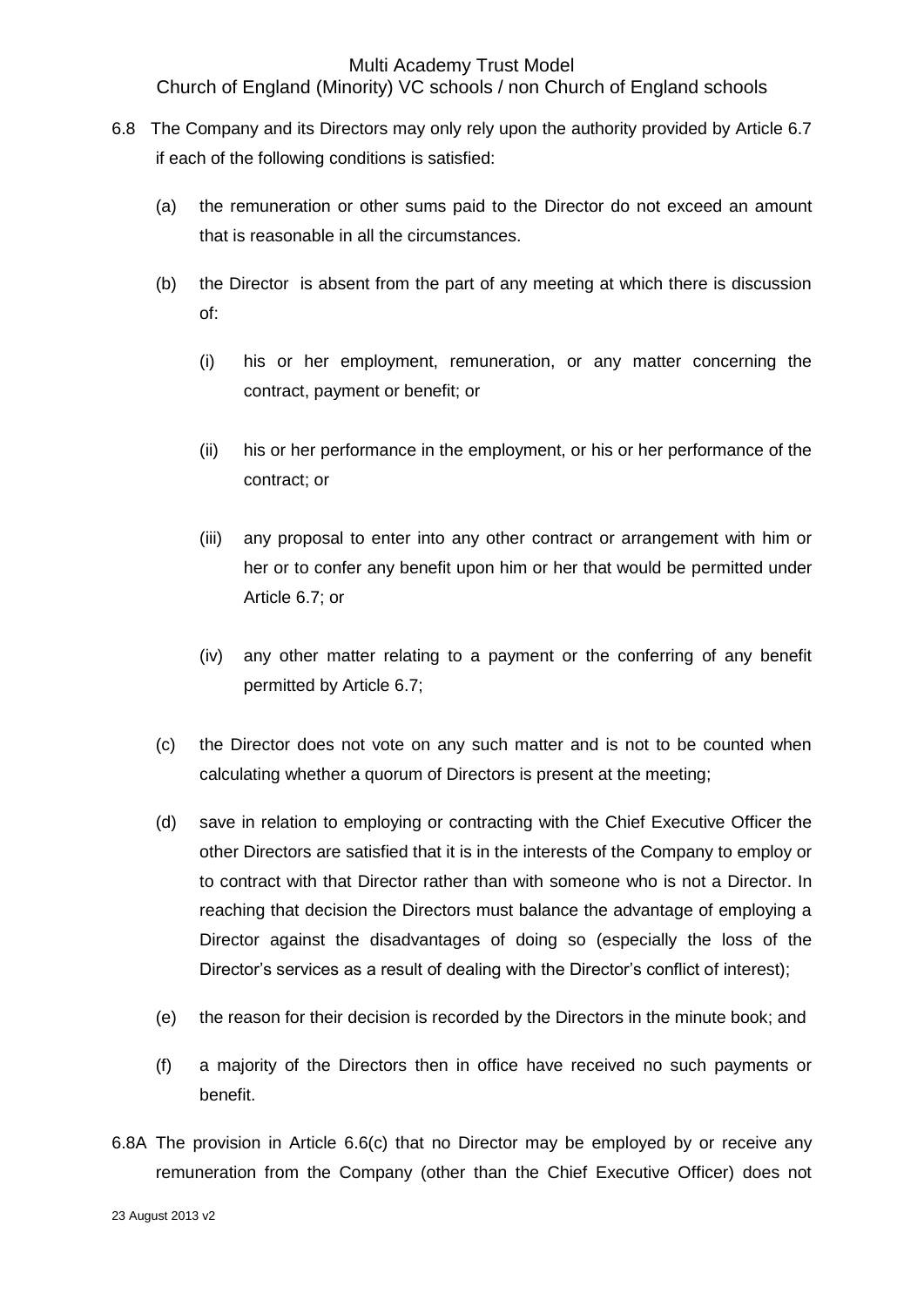6.8 The Company and its Directors may only rely upon the authority provided by Article 6.7 if each of the following conditions is satisfied:

(a) the remuneration or other sums paid to the Director do not exceed an amount that is reasonable in all the circumstances.

(b) the Director is absent from the part of any meeting at which there is discussion of:

(i) his or her employment, remuneration, or any matter concerning the contract, payment or benefit; or

(ii) his or her performance in the employment, or his or her performance of the contract; or

(iii) any proposal to enter into any other contract or arrangement with him or her or to confer any benefit upon him or her that would be permitted under Article 6.7; or

(iv) any other matter relating to a payment or the conferring of any benefit permitted by Article 6.7;

(c) the Director does not vote on any such matter and is not to be counted when calculating whether a quorum of Directors is present at the meeting;

(d) save in relation to employing or contracting with the Chief Executive Officer the other Directors are satisfied that it is in the interests of the Company to employ or to contract with that Director rather than with someone who is not a Director. In reaching that decision the Directors must balance the advantage of employing a Director against the disadvantages of doing so (especially the loss of the Director's services as a result of dealing with the Director's conflict of interest);

(e) the reason for their decision is recorded by the Directors in the minute book; and

(f) a majority of the Directors then in office have received no such payments or benefit.

6.8A The provision in Article 6.6(c) that no Director may be employed by or receive any remuneration from the Company (other than the Chief Executive Officer) does not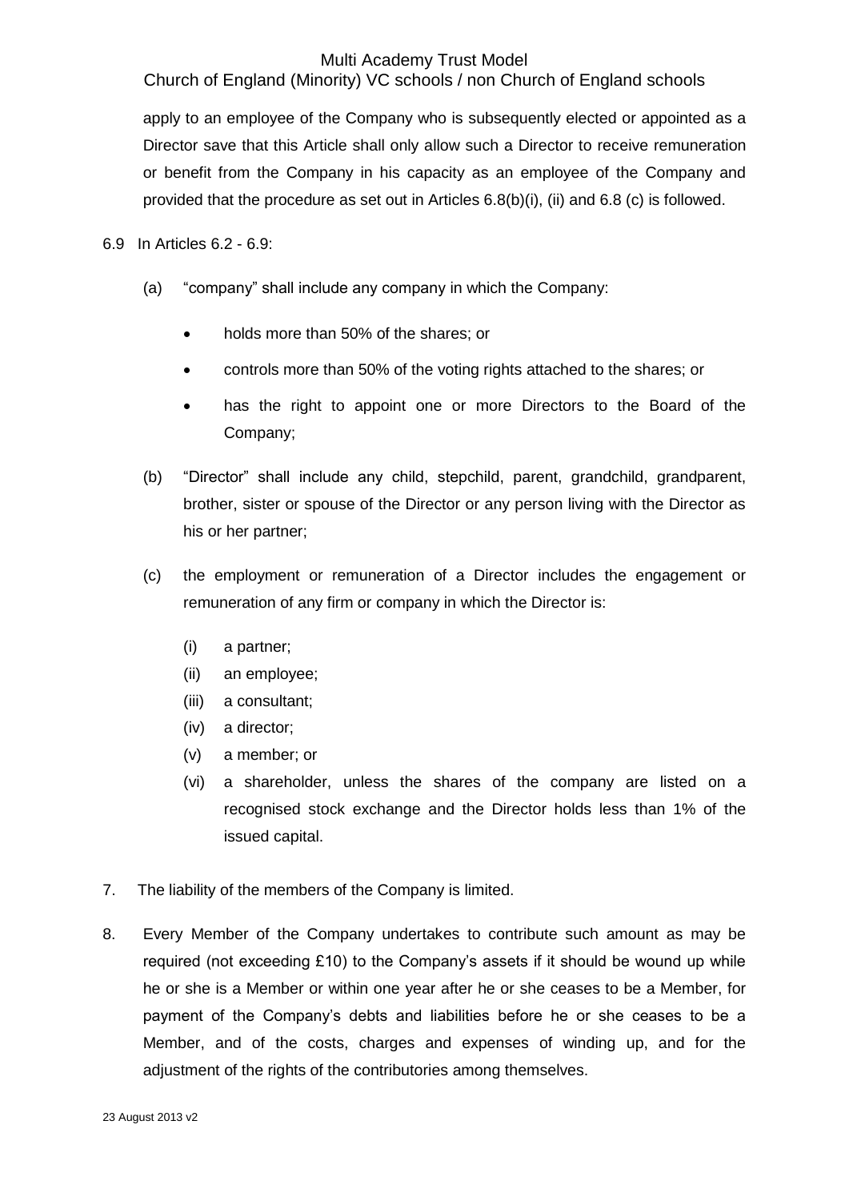apply to an employee of the Company who is subsequently elected or appointed as a Director save that this Article shall only allow such a Director to receive remuneration or benefit from the Company in his capacity as an employee of the Company and provided that the procedure as set out in Articles 6.8(b)(i), (ii) and 6.8 (c) is followed.

6.9 In Articles 6.2 - 6.9:

(a) "company" shall include any company in which the Company:

- holds more than 50% of the shares; or
- controls more than 50% of the voting rights attached to the shares; or
- has the right to appoint one or more Directors to the Board of the Company;

(b) "Director" shall include any child, stepchild, parent, grandchild, grandparent, brother, sister or spouse of the Director or any person living with the Director as his or her partner;

(c) the employment or remuneration of a Director includes the engagement or remuneration of any firm or company in which the Director is:

(i) a partner;
(ii) an employee;
(iii) a consultant;
(iv) a director;
(v) a member; or
(vi) a shareholder, unless the shares of the company are listed on a recognised stock exchange and the Director holds less than 1% of the issued capital.

7. The liability of the members of the Company is limited.

8. Every Member of the Company undertakes to contribute such amount as may be required (not exceeding £10) to the Company's assets if it should be wound up while he or she is a Member or within one year after he or she ceases to be a Member, for payment of the Company's debts and liabilities before he or she ceases to be a Member, and of the costs, charges and expenses of winding up, and for the adjustment of the rights of the contributories among themselves.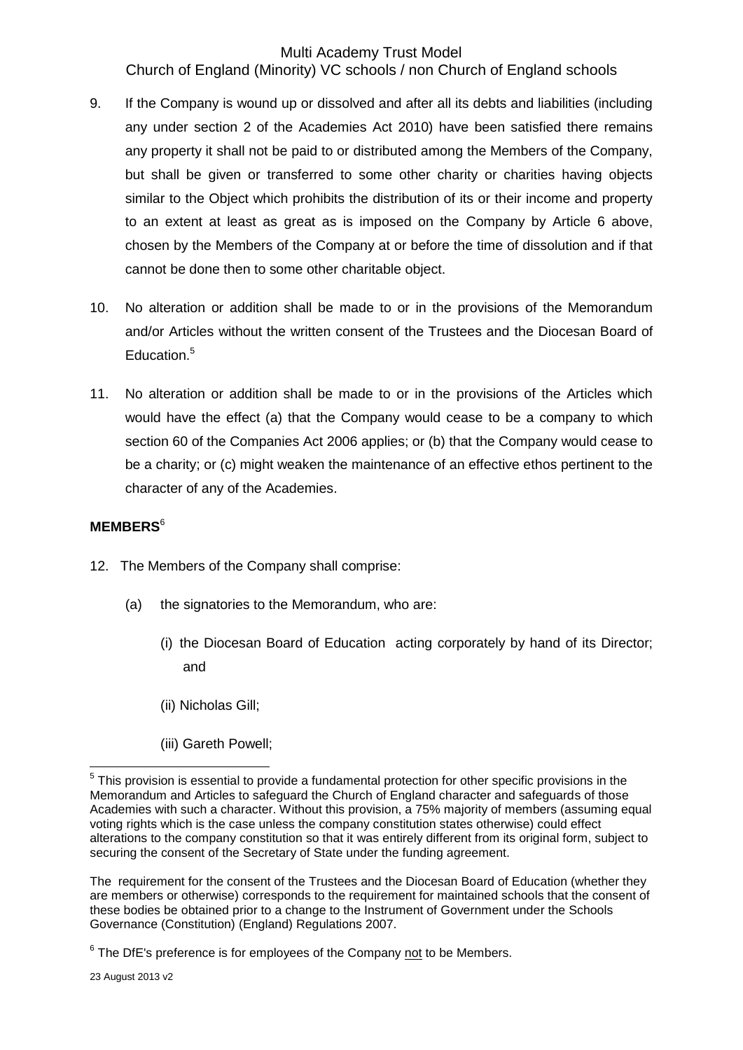9. If the Company is wound up or dissolved and after all its debts and liabilities (including any under section 2 of the Academies Act 2010) have been satisfied there remains any property it shall not be paid to or distributed among the Members of the Company, but shall be given or transferred to some other charity or charities having objects similar to the Object which prohibits the distribution of its or their income and property to an extent at least as great as is imposed on the Company by Article 6 above, chosen by the Members of the Company at or before the time of dissolution and if that cannot be done then to some other charitable object.

10. No alteration or addition shall be made to or in the provisions of the Memorandum and/or Articles without the written consent of the Trustees and the Diocesan Board of Education.[5]

11. No alteration or addition shall be made to or in the provisions of the Articles which would have the effect (a) that the Company would cease to be a company to which section 60 of the Companies Act 2006 applies; or (b) that the Company would cease to be a charity; or (c) might weaken the maintenance of an effective ethos pertinent to the character of any of the Academies.

**MEMBERS**[6]

12. The Members of the Company shall comprise:

    (a) the signatories to the Memorandum, who are:

        (i) the Diocesan Board of Education acting corporately by hand of its Director; and

        (ii) Nicholas Gill;

        (iii) Gareth Powell;

---

[5] This provision is essential to provide a fundamental protection for other specific provisions in the Memorandum and Articles to safeguard the Church of England character and safeguards of those Academies with such a character. Without this provision, a 75% majority of members (assuming equal voting rights which is the case unless the company constitution states otherwise) could effect alterations to the company constitution so that it was entirely different from its original form, subject to securing the consent of the Secretary of State under the funding agreement.

The requirement for the consent of the Trustees and the Diocesan Board of Education (whether they are members or otherwise) corresponds to the requirement for maintained schools that the consent of these bodies be obtained prior to a change to the Instrument of Government under the Schools Governance (Constitution) (England) Regulations 2007.

[6] The DfE's preference is for employees of the Company not to be Members.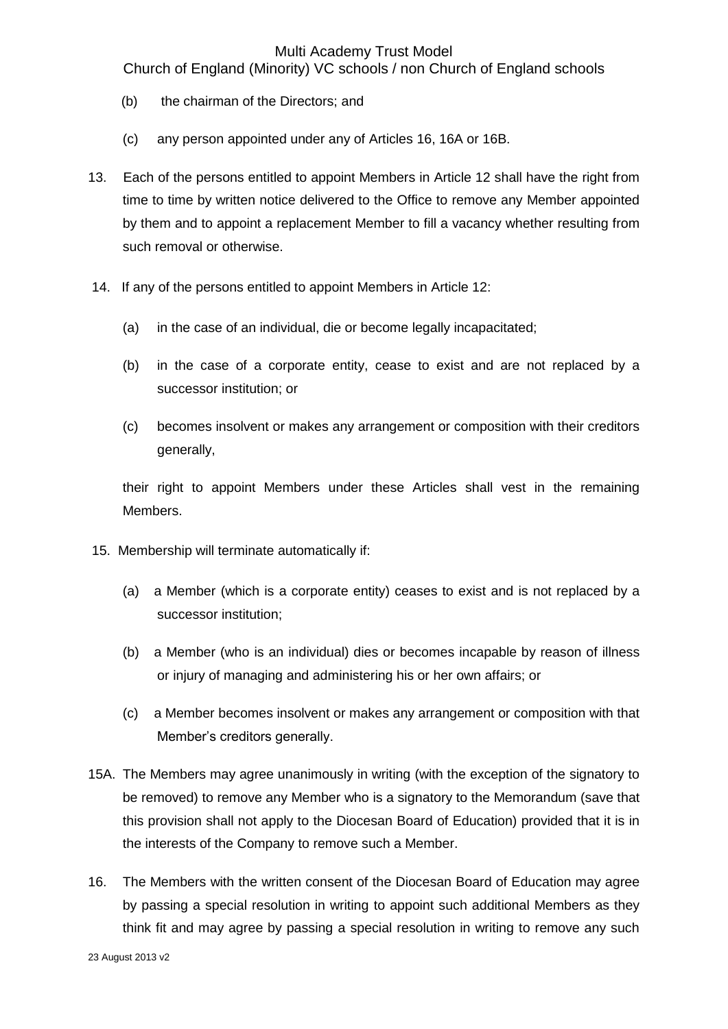(b) the chairman of the Directors; and

(c) any person appointed under any of Articles 16, 16A or 16B.

13. Each of the persons entitled to appoint Members in Article 12 shall have the right from time to time by written notice delivered to the Office to remove any Member appointed by them and to appoint a replacement Member to fill a vacancy whether resulting from such removal or otherwise.

14. If any of the persons entitled to appoint Members in Article 12:

(a) in the case of an individual, die or become legally incapacitated;

(b) in the case of a corporate entity, cease to exist and are not replaced by a successor institution; or

(c) becomes insolvent or makes any arrangement or composition with their creditors generally,

their right to appoint Members under these Articles shall vest in the remaining Members.

15. Membership will terminate automatically if:

(a) a Member (which is a corporate entity) ceases to exist and is not replaced by a successor institution;

(b) a Member (who is an individual) dies or becomes incapable by reason of illness or injury of managing and administering his or her own affairs; or

(c) a Member becomes insolvent or makes any arrangement or composition with that Member's creditors generally.

15A. The Members may agree unanimously in writing (with the exception of the signatory to be removed) to remove any Member who is a signatory to the Memorandum (save that this provision shall not apply to the Diocesan Board of Education) provided that it is in the interests of the Company to remove such a Member.

16. The Members with the written consent of the Diocesan Board of Education may agree by passing a special resolution in writing to appoint such additional Members as they think fit and may agree by passing a special resolution in writing to remove any such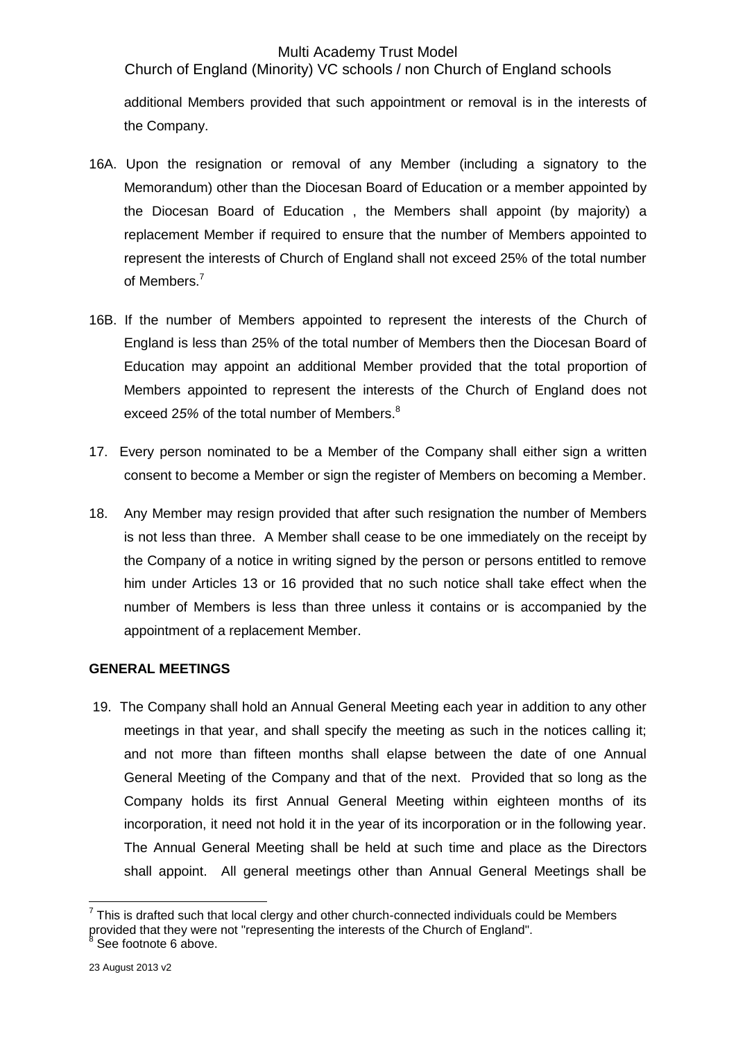additional Members provided that such appointment or removal is in the interests of the Company.

16A. Upon the resignation or removal of any Member (including a signatory to the Memorandum) other than the Diocesan Board of Education or a member appointed by the Diocesan Board of Education , the Members shall appoint (by majority) a replacement Member if required to ensure that the number of Members appointed to represent the interests of Church of England shall not exceed 25% of the total number of Members.[7]

16B. If the number of Members appointed to represent the interests of the Church of England is less than 25% of the total number of Members then the Diocesan Board of Education may appoint an additional Member provided that the total proportion of Members appointed to represent the interests of the Church of England does not exceed 2*5%* of the total number of Members.[8]

17. Every person nominated to be a Member of the Company shall either sign a written consent to become a Member or sign the register of Members on becoming a Member.

18. Any Member may resign provided that after such resignation the number of Members is not less than three. A Member shall cease to be one immediately on the receipt by the Company of a notice in writing signed by the person or persons entitled to remove him under Articles 13 or 16 provided that no such notice shall take effect when the number of Members is less than three unless it contains or is accompanied by the appointment of a replacement Member.

**GENERAL MEETINGS**

19. The Company shall hold an Annual General Meeting each year in addition to any other meetings in that year, and shall specify the meeting as such in the notices calling it; and not more than fifteen months shall elapse between the date of one Annual General Meeting of the Company and that of the next. Provided that so long as the Company holds its first Annual General Meeting within eighteen months of its incorporation, it need not hold it in the year of its incorporation or in the following year. The Annual General Meeting shall be held at such time and place as the Directors shall appoint. All general meetings other than Annual General Meetings shall be

[7] This is drafted such that local clergy and other church-connected individuals could be Members provided that they were not "representing the interests of the Church of England".

[8] See footnote 6 above.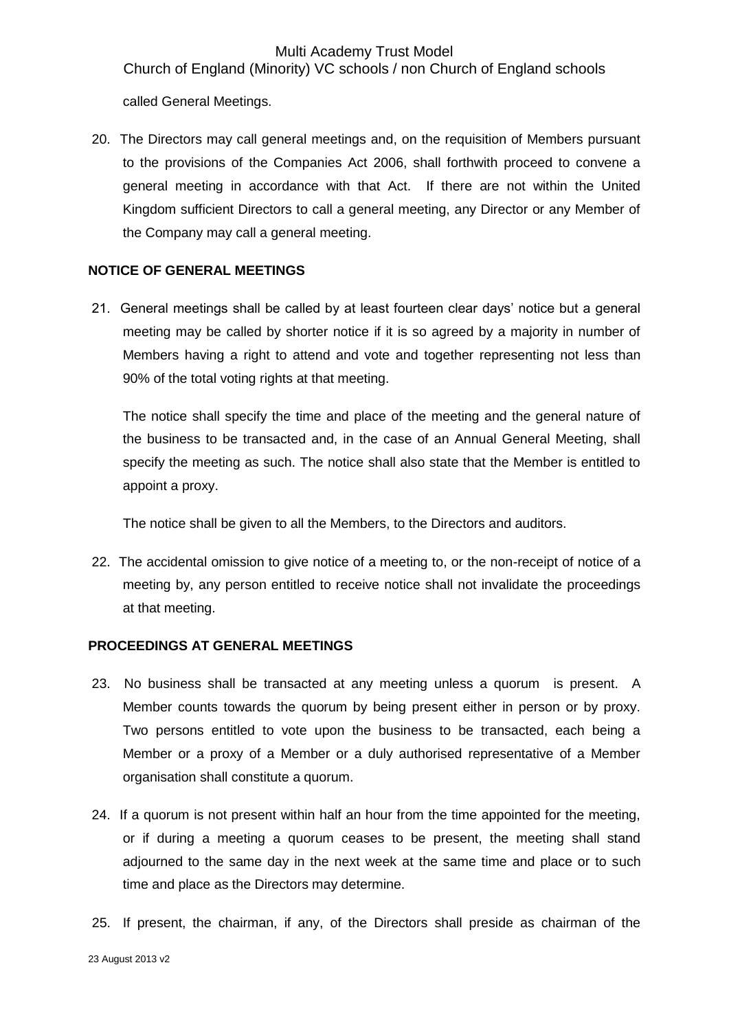called General Meetings.

20. The Directors may call general meetings and, on the requisition of Members pursuant to the provisions of the Companies Act 2006, shall forthwith proceed to convene a general meeting in accordance with that Act. If there are not within the United Kingdom sufficient Directors to call a general meeting, any Director or any Member of the Company may call a general meeting.

**NOTICE OF GENERAL MEETINGS**

21. General meetings shall be called by at least fourteen clear days' notice but a general meeting may be called by shorter notice if it is so agreed by a majority in number of Members having a right to attend and vote and together representing not less than 90% of the total voting rights at that meeting.

    The notice shall specify the time and place of the meeting and the general nature of the business to be transacted and, in the case of an Annual General Meeting, shall specify the meeting as such. The notice shall also state that the Member is entitled to appoint a proxy.

    The notice shall be given to all the Members, to the Directors and auditors.

22. The accidental omission to give notice of a meeting to, or the non-receipt of notice of a meeting by, any person entitled to receive notice shall not invalidate the proceedings at that meeting.

**PROCEEDINGS AT GENERAL MEETINGS**

23. No business shall be transacted at any meeting unless a quorum is present. A Member counts towards the quorum by being present either in person or by proxy. Two persons entitled to vote upon the business to be transacted, each being a Member or a proxy of a Member or a duly authorised representative of a Member organisation shall constitute a quorum.

24. If a quorum is not present within half an hour from the time appointed for the meeting, or if during a meeting a quorum ceases to be present, the meeting shall stand adjourned to the same day in the next week at the same time and place or to such time and place as the Directors may determine.

25. If present, the chairman, if any, of the Directors shall preside as chairman of the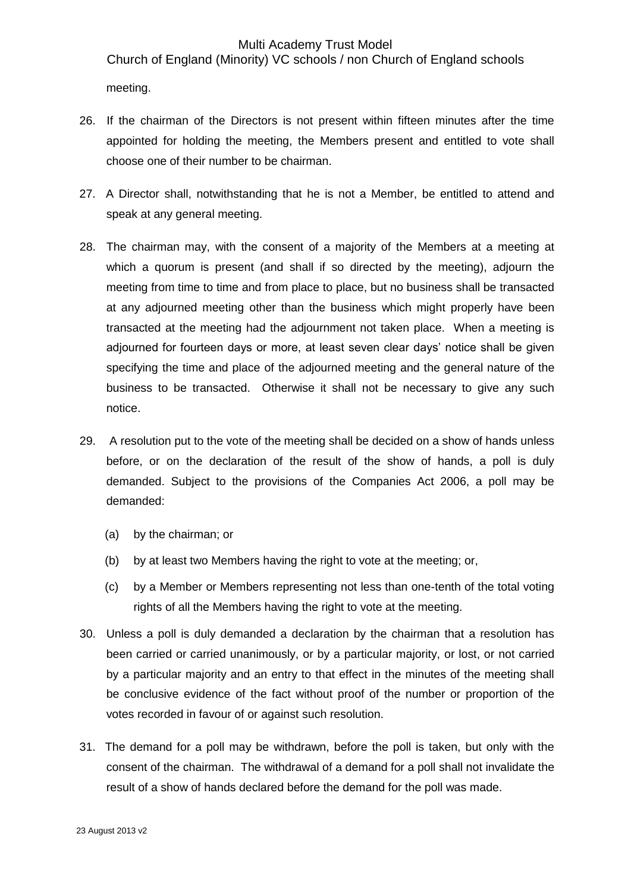meeting.

26. If the chairman of the Directors is not present within fifteen minutes after the time appointed for holding the meeting, the Members present and entitled to vote shall choose one of their number to be chairman.

27. A Director shall, notwithstanding that he is not a Member, be entitled to attend and speak at any general meeting.

28. The chairman may, with the consent of a majority of the Members at a meeting at which a quorum is present (and shall if so directed by the meeting), adjourn the meeting from time to time and from place to place, but no business shall be transacted at any adjourned meeting other than the business which might properly have been transacted at the meeting had the adjournment not taken place. When a meeting is adjourned for fourteen days or more, at least seven clear days' notice shall be given specifying the time and place of the adjourned meeting and the general nature of the business to be transacted. Otherwise it shall not be necessary to give any such notice.

29. A resolution put to the vote of the meeting shall be decided on a show of hands unless before, or on the declaration of the result of the show of hands, a poll is duly demanded. Subject to the provisions of the Companies Act 2006, a poll may be demanded:

    (a) by the chairman; or

    (b) by at least two Members having the right to vote at the meeting; or,

    (c) by a Member or Members representing not less than one-tenth of the total voting rights of all the Members having the right to vote at the meeting.

30. Unless a poll is duly demanded a declaration by the chairman that a resolution has been carried or carried unanimously, or by a particular majority, or lost, or not carried by a particular majority and an entry to that effect in the minutes of the meeting shall be conclusive evidence of the fact without proof of the number or proportion of the votes recorded in favour of or against such resolution.

31. The demand for a poll may be withdrawn, before the poll is taken, but only with the consent of the chairman. The withdrawal of a demand for a poll shall not invalidate the result of a show of hands declared before the demand for the poll was made.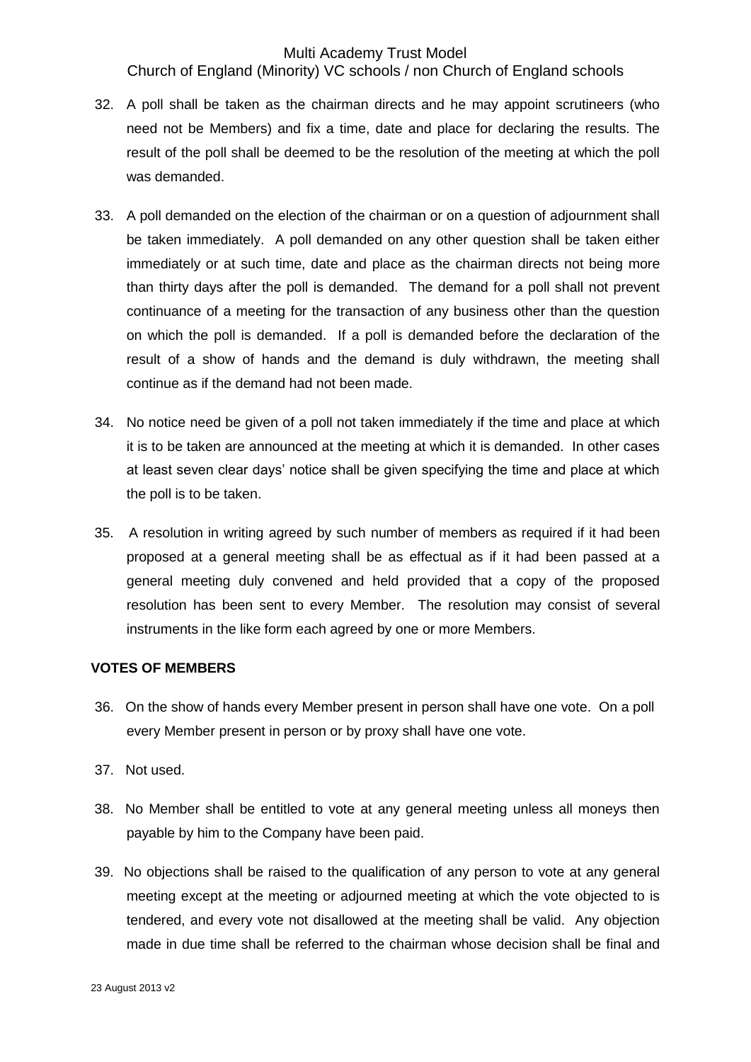32. A poll shall be taken as the chairman directs and he may appoint scrutineers (who need not be Members) and fix a time, date and place for declaring the results. The result of the poll shall be deemed to be the resolution of the meeting at which the poll was demanded.

33. A poll demanded on the election of the chairman or on a question of adjournment shall be taken immediately. A poll demanded on any other question shall be taken either immediately or at such time, date and place as the chairman directs not being more than thirty days after the poll is demanded. The demand for a poll shall not prevent continuance of a meeting for the transaction of any business other than the question on which the poll is demanded. If a poll is demanded before the declaration of the result of a show of hands and the demand is duly withdrawn, the meeting shall continue as if the demand had not been made.

34. No notice need be given of a poll not taken immediately if the time and place at which it is to be taken are announced at the meeting at which it is demanded. In other cases at least seven clear days' notice shall be given specifying the time and place at which the poll is to be taken.

35. A resolution in writing agreed by such number of members as required if it had been proposed at a general meeting shall be as effectual as if it had been passed at a general meeting duly convened and held provided that a copy of the proposed resolution has been sent to every Member. The resolution may consist of several instruments in the like form each agreed by one or more Members.

**VOTES OF MEMBERS**

36. On the show of hands every Member present in person shall have one vote. On a poll every Member present in person or by proxy shall have one vote.

37. Not used.

38. No Member shall be entitled to vote at any general meeting unless all moneys then payable by him to the Company have been paid.

39. No objections shall be raised to the qualification of any person to vote at any general meeting except at the meeting or adjourned meeting at which the vote objected to is tendered, and every vote not disallowed at the meeting shall be valid. Any objection made in due time shall be referred to the chairman whose decision shall be final and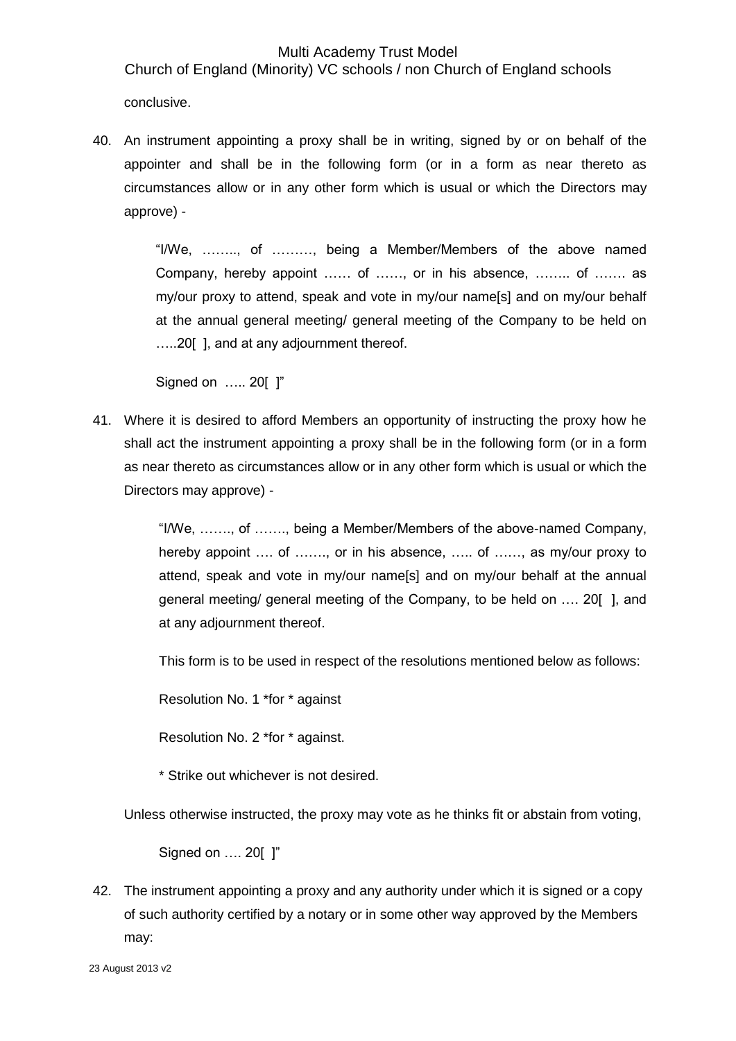conclusive.

40. An instrument appointing a proxy shall be in writing, signed by or on behalf of the appointer and shall be in the following form (or in a form as near thereto as circumstances allow or in any other form which is usual or which the Directors may approve) -

    "I/We, …….., of ………, being a Member/Members of the above named Company, hereby appoint …… of ……, or in his absence, …….. of ……. as my/our proxy to attend, speak and vote in my/our name[s] and on my/our behalf at the annual general meeting/ general meeting of the Company to be held on …..20[ ], and at any adjournment thereof.

    Signed on ….. 20[ ]"

41. Where it is desired to afford Members an opportunity of instructing the proxy how he shall act the instrument appointing a proxy shall be in the following form (or in a form as near thereto as circumstances allow or in any other form which is usual or which the Directors may approve) -

    "I/We, ……., of ……., being a Member/Members of the above-named Company, hereby appoint …. of ……., or in his absence, ….. of ……, as my/our proxy to attend, speak and vote in my/our name[s] and on my/our behalf at the annual general meeting/ general meeting of the Company, to be held on …. 20[ ], and at any adjournment thereof.

    This form is to be used in respect of the resolutions mentioned below as follows:

    Resolution No. 1 *for * against

    Resolution No. 2 *for * against.

    * Strike out whichever is not desired.

    Unless otherwise instructed, the proxy may vote as he thinks fit or abstain from voting,

    Signed on …. 20[ ]"

42. The instrument appointing a proxy and any authority under which it is signed or a copy of such authority certified by a notary or in some other way approved by the Members may: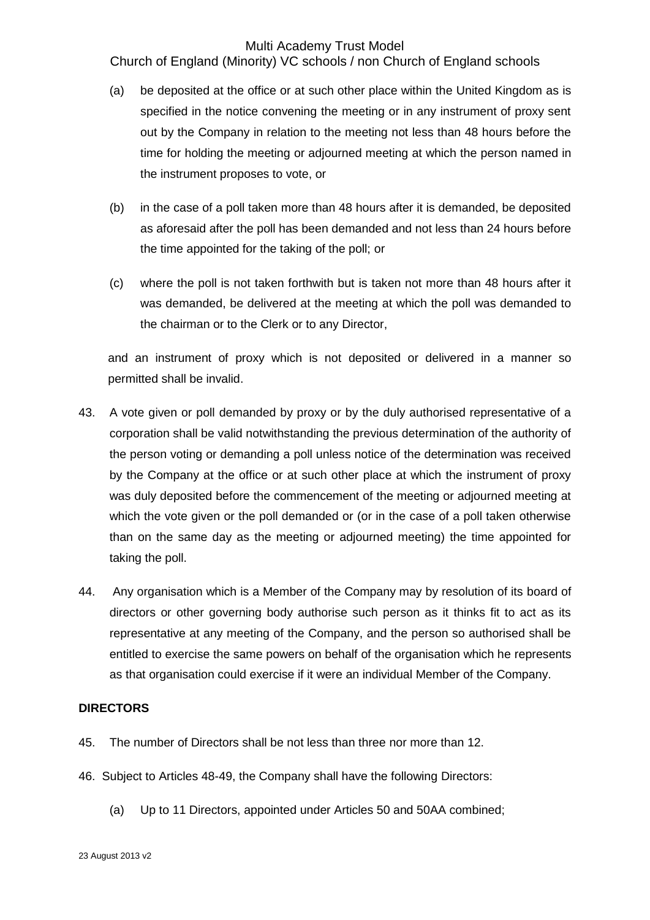(a) be deposited at the office or at such other place within the United Kingdom as is specified in the notice convening the meeting or in any instrument of proxy sent out by the Company in relation to the meeting not less than 48 hours before the time for holding the meeting or adjourned meeting at which the person named in the instrument proposes to vote, or

(b) in the case of a poll taken more than 48 hours after it is demanded, be deposited as aforesaid after the poll has been demanded and not less than 24 hours before the time appointed for the taking of the poll; or

(c) where the poll is not taken forthwith but is taken not more than 48 hours after it was demanded, be delivered at the meeting at which the poll was demanded to the chairman or to the Clerk or to any Director,

and an instrument of proxy which is not deposited or delivered in a manner so permitted shall be invalid.

43. A vote given or poll demanded by proxy or by the duly authorised representative of a corporation shall be valid notwithstanding the previous determination of the authority of the person voting or demanding a poll unless notice of the determination was received by the Company at the office or at such other place at which the instrument of proxy was duly deposited before the commencement of the meeting or adjourned meeting at which the vote given or the poll demanded or (or in the case of a poll taken otherwise than on the same day as the meeting or adjourned meeting) the time appointed for taking the poll.

44. Any organisation which is a Member of the Company may by resolution of its board of directors or other governing body authorise such person as it thinks fit to act as its representative at any meeting of the Company, and the person so authorised shall be entitled to exercise the same powers on behalf of the organisation which he represents as that organisation could exercise if it were an individual Member of the Company.

**DIRECTORS**

45. The number of Directors shall be not less than three nor more than 12.

46. Subject to Articles 48-49, the Company shall have the following Directors:

(a) Up to 11 Directors, appointed under Articles 50 and 50AA combined;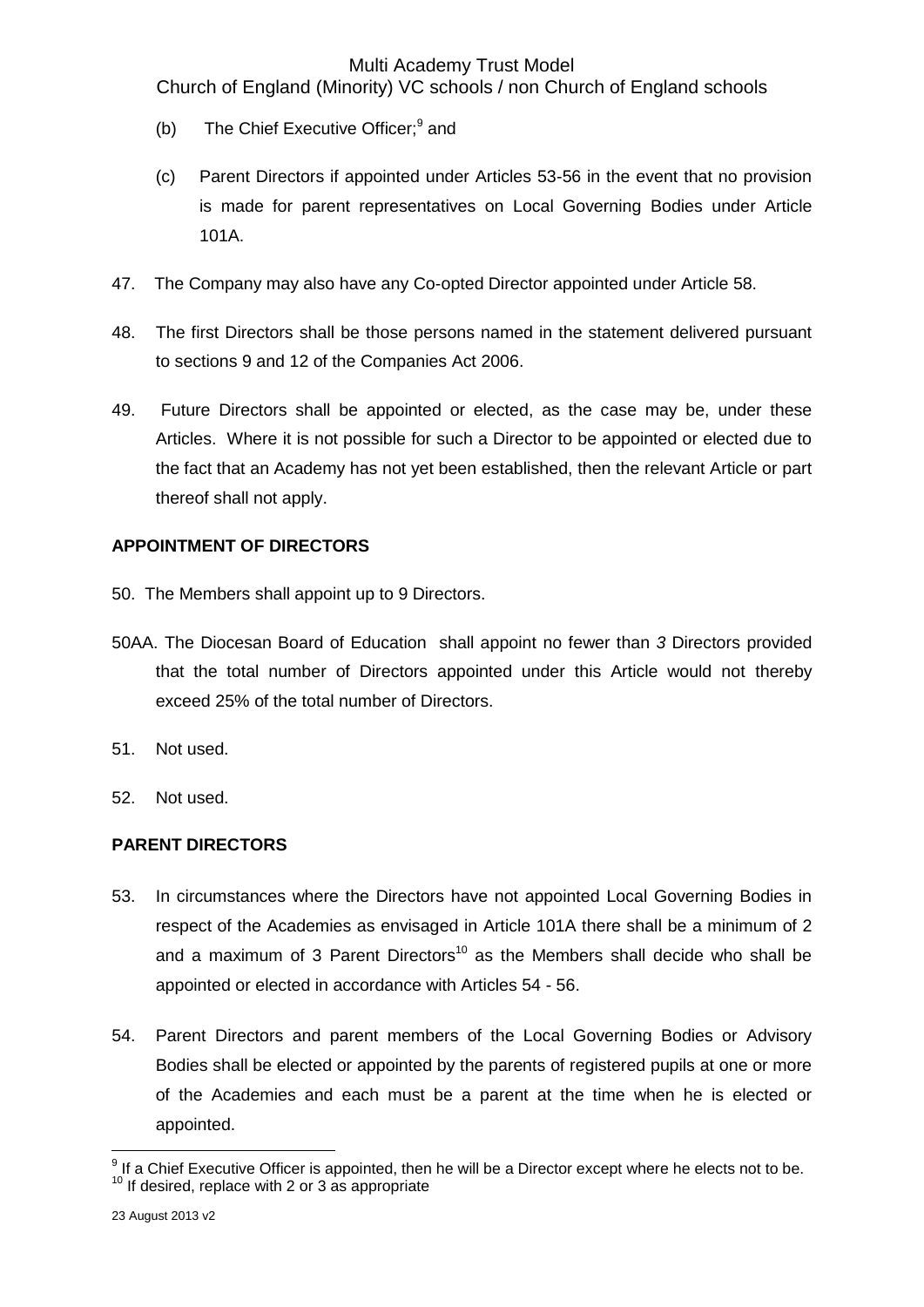(b) The Chief Executive Officer;[9] and

(c) Parent Directors if appointed under Articles 53-56 in the event that no provision is made for parent representatives on Local Governing Bodies under Article 101A.

47. The Company may also have any Co-opted Director appointed under Article 58.

48. The first Directors shall be those persons named in the statement delivered pursuant to sections 9 and 12 of the Companies Act 2006.

49. Future Directors shall be appointed or elected, as the case may be, under these Articles. Where it is not possible for such a Director to be appointed or elected due to the fact that an Academy has not yet been established, then the relevant Article or part thereof shall not apply.

**APPOINTMENT OF DIRECTORS**

50. The Members shall appoint up to 9 Directors.

50AA. The Diocesan Board of Education shall appoint no fewer than *3* Directors provided that the total number of Directors appointed under this Article would not thereby exceed 25% of the total number of Directors.

51. Not used.

52. Not used.

**PARENT DIRECTORS**

53. In circumstances where the Directors have not appointed Local Governing Bodies in respect of the Academies as envisaged in Article 101A there shall be a minimum of 2 and a maximum of 3 Parent Directors[10] as the Members shall decide who shall be appointed or elected in accordance with Articles 54 - 56.

54. Parent Directors and parent members of the Local Governing Bodies or Advisory Bodies shall be elected or appointed by the parents of registered pupils at one or more of the Academies and each must be a parent at the time when he is elected or appointed.

---

[9] If a Chief Executive Officer is appointed, then he will be a Director except where he elects not to be.
[10] If desired, replace with 2 or 3 as appropriate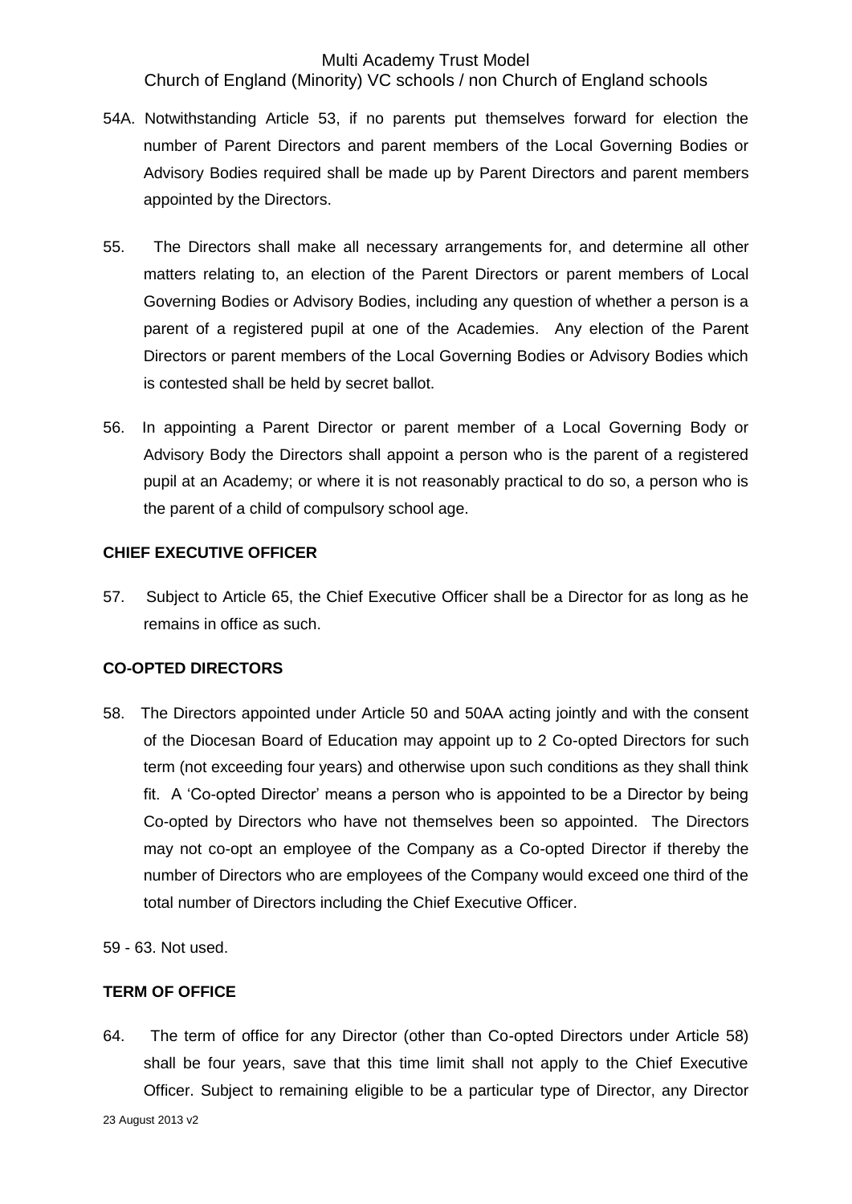54A. Notwithstanding Article 53, if no parents put themselves forward for election the number of Parent Directors and parent members of the Local Governing Bodies or Advisory Bodies required shall be made up by Parent Directors and parent members appointed by the Directors.

55. The Directors shall make all necessary arrangements for, and determine all other matters relating to, an election of the Parent Directors or parent members of Local Governing Bodies or Advisory Bodies, including any question of whether a person is a parent of a registered pupil at one of the Academies. Any election of the Parent Directors or parent members of the Local Governing Bodies or Advisory Bodies which is contested shall be held by secret ballot.

56. In appointing a Parent Director or parent member of a Local Governing Body or Advisory Body the Directors shall appoint a person who is the parent of a registered pupil at an Academy; or where it is not reasonably practical to do so, a person who is the parent of a child of compulsory school age.

**CHIEF EXECUTIVE OFFICER**

57. Subject to Article 65, the Chief Executive Officer shall be a Director for as long as he remains in office as such.

**CO-OPTED DIRECTORS**

58. The Directors appointed under Article 50 and 50AA acting jointly and with the consent of the Diocesan Board of Education may appoint up to 2 Co-opted Directors for such term (not exceeding four years) and otherwise upon such conditions as they shall think fit. A 'Co-opted Director' means a person who is appointed to be a Director by being Co-opted by Directors who have not themselves been so appointed. The Directors may not co-opt an employee of the Company as a Co-opted Director if thereby the number of Directors who are employees of the Company would exceed one third of the total number of Directors including the Chief Executive Officer.

59 - 63. Not used.

**TERM OF OFFICE**

64. The term of office for any Director (other than Co-opted Directors under Article 58) shall be four years, save that this time limit shall not apply to the Chief Executive Officer. Subject to remaining eligible to be a particular type of Director, any Director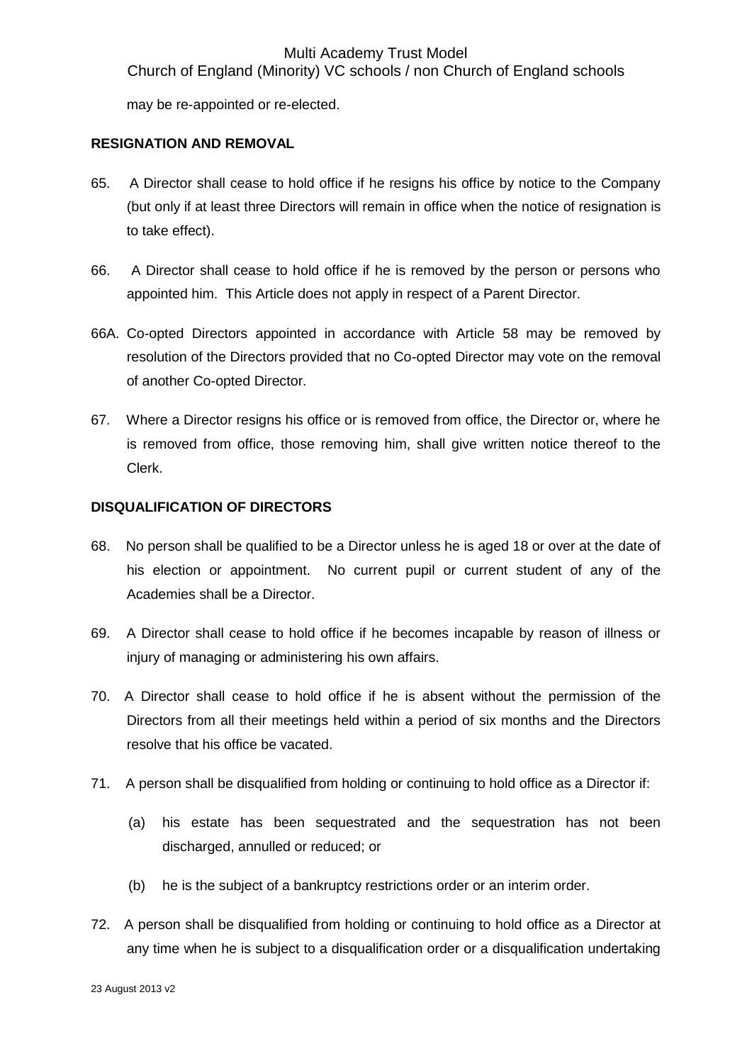may be re-appointed or re-elected.

**RESIGNATION AND REMOVAL**

65. A Director shall cease to hold office if he resigns his office by notice to the Company (but only if at least three Directors will remain in office when the notice of resignation is to take effect).

66. A Director shall cease to hold office if he is removed by the person or persons who appointed him. This Article does not apply in respect of a Parent Director.

66A. Co-opted Directors appointed in accordance with Article 58 may be removed by resolution of the Directors provided that no Co-opted Director may vote on the removal of another Co-opted Director.

67. Where a Director resigns his office or is removed from office, the Director or, where he is removed from office, those removing him, shall give written notice thereof to the Clerk.

**DISQUALIFICATION OF DIRECTORS**

68. No person shall be qualified to be a Director unless he is aged 18 or over at the date of his election or appointment. No current pupil or current student of any of the Academies shall be a Director.

69. A Director shall cease to hold office if he becomes incapable by reason of illness or injury of managing or administering his own affairs.

70. A Director shall cease to hold office if he is absent without the permission of the Directors from all their meetings held within a period of six months and the Directors resolve that his office be vacated.

71. A person shall be disqualified from holding or continuing to hold office as a Director if:

   (a) his estate has been sequestrated and the sequestration has not been discharged, annulled or reduced; or

   (b) he is the subject of a bankruptcy restrictions order or an interim order.

72. A person shall be disqualified from holding or continuing to hold office as a Director at any time when he is subject to a disqualification order or a disqualification undertaking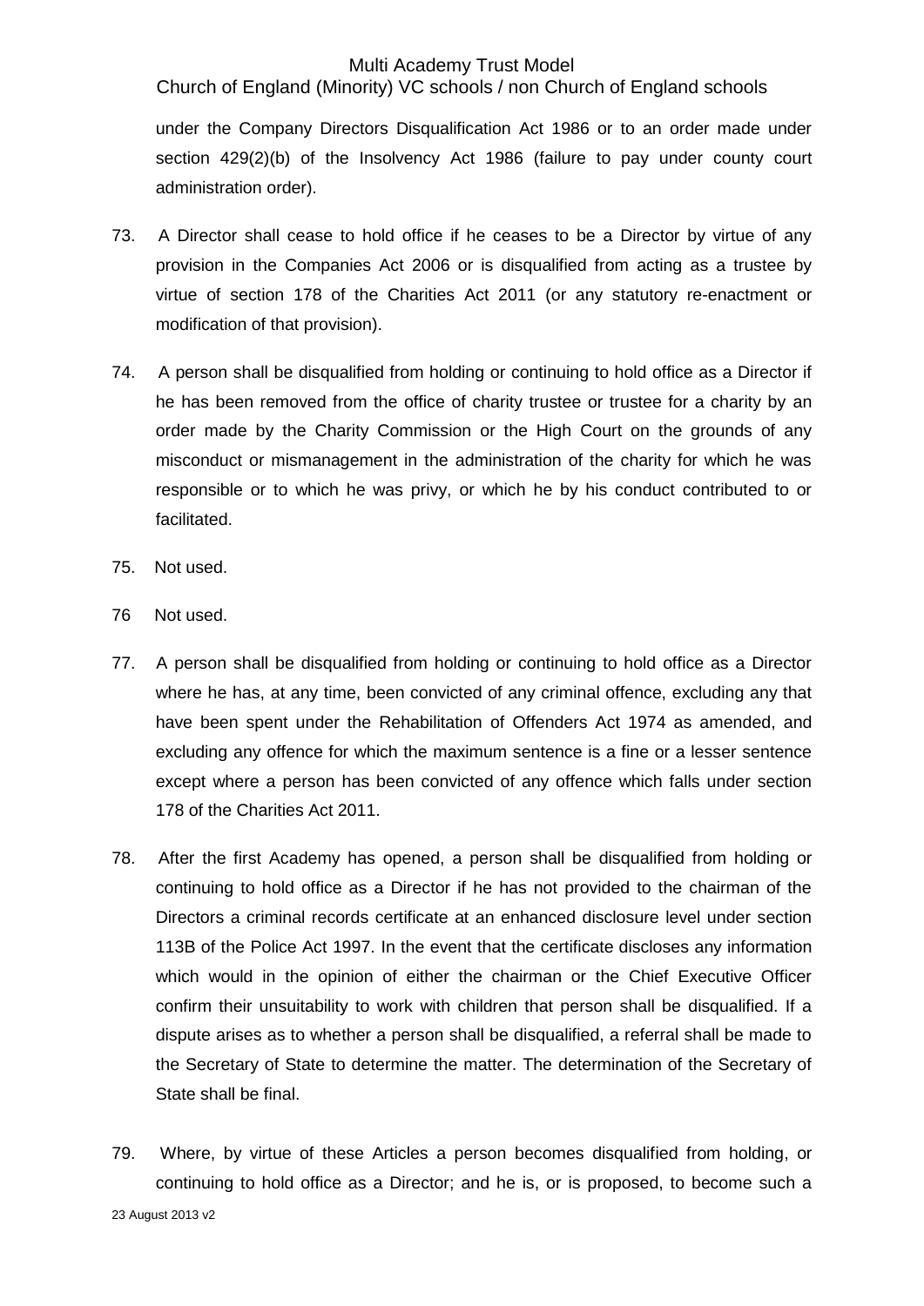under the Company Directors Disqualification Act 1986 or to an order made under section 429(2)(b) of the Insolvency Act 1986 (failure to pay under county court administration order).

73. A Director shall cease to hold office if he ceases to be a Director by virtue of any provision in the Companies Act 2006 or is disqualified from acting as a trustee by virtue of section 178 of the Charities Act 2011 (or any statutory re-enactment or modification of that provision).

74. A person shall be disqualified from holding or continuing to hold office as a Director if he has been removed from the office of charity trustee or trustee for a charity by an order made by the Charity Commission or the High Court on the grounds of any misconduct or mismanagement in the administration of the charity for which he was responsible or to which he was privy, or which he by his conduct contributed to or facilitated.

75. Not used.

76 Not used.

77. A person shall be disqualified from holding or continuing to hold office as a Director where he has, at any time, been convicted of any criminal offence, excluding any that have been spent under the Rehabilitation of Offenders Act 1974 as amended, and excluding any offence for which the maximum sentence is a fine or a lesser sentence except where a person has been convicted of any offence which falls under section 178 of the Charities Act 2011.

78. After the first Academy has opened, a person shall be disqualified from holding or continuing to hold office as a Director if he has not provided to the chairman of the Directors a criminal records certificate at an enhanced disclosure level under section 113B of the Police Act 1997. In the event that the certificate discloses any information which would in the opinion of either the chairman or the Chief Executive Officer confirm their unsuitability to work with children that person shall be disqualified. If a dispute arises as to whether a person shall be disqualified, a referral shall be made to the Secretary of State to determine the matter. The determination of the Secretary of State shall be final.

79. Where, by virtue of these Articles a person becomes disqualified from holding, or continuing to hold office as a Director; and he is, or is proposed, to become such a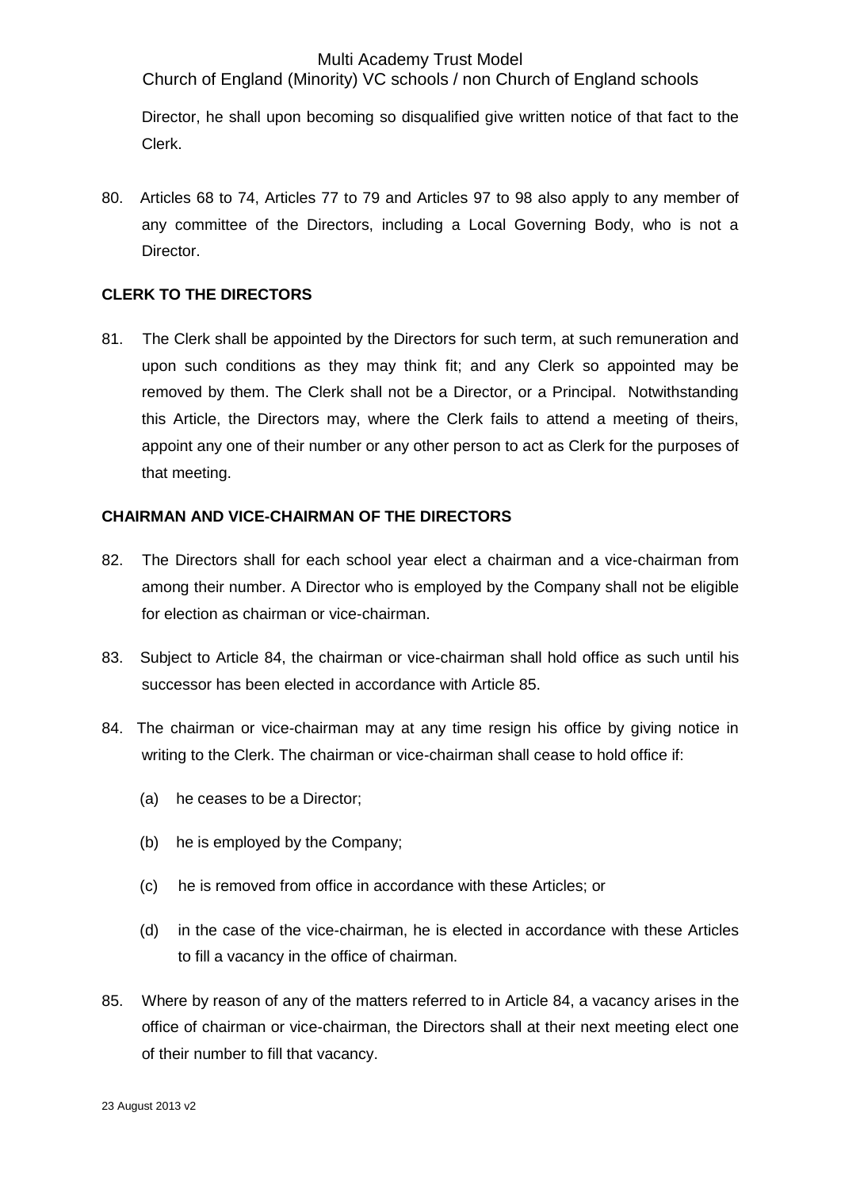Director, he shall upon becoming so disqualified give written notice of that fact to the Clerk.

80. Articles 68 to 74, Articles 77 to 79 and Articles 97 to 98 also apply to any member of any committee of the Directors, including a Local Governing Body, who is not a Director.

**CLERK TO THE DIRECTORS**

81. The Clerk shall be appointed by the Directors for such term, at such remuneration and upon such conditions as they may think fit; and any Clerk so appointed may be removed by them. The Clerk shall not be a Director, or a Principal. Notwithstanding this Article, the Directors may, where the Clerk fails to attend a meeting of theirs, appoint any one of their number or any other person to act as Clerk for the purposes of that meeting.

**CHAIRMAN AND VICE-CHAIRMAN OF THE DIRECTORS**

82. The Directors shall for each school year elect a chairman and a vice-chairman from among their number. A Director who is employed by the Company shall not be eligible for election as chairman or vice-chairman.

83. Subject to Article 84, the chairman or vice-chairman shall hold office as such until his successor has been elected in accordance with Article 85.

84. The chairman or vice-chairman may at any time resign his office by giving notice in writing to the Clerk. The chairman or vice-chairman shall cease to hold office if:

(a) he ceases to be a Director;

(b) he is employed by the Company;

(c) he is removed from office in accordance with these Articles; or

(d) in the case of the vice-chairman, he is elected in accordance with these Articles to fill a vacancy in the office of chairman.

85. Where by reason of any of the matters referred to in Article 84, a vacancy arises in the office of chairman or vice-chairman, the Directors shall at their next meeting elect one of their number to fill that vacancy.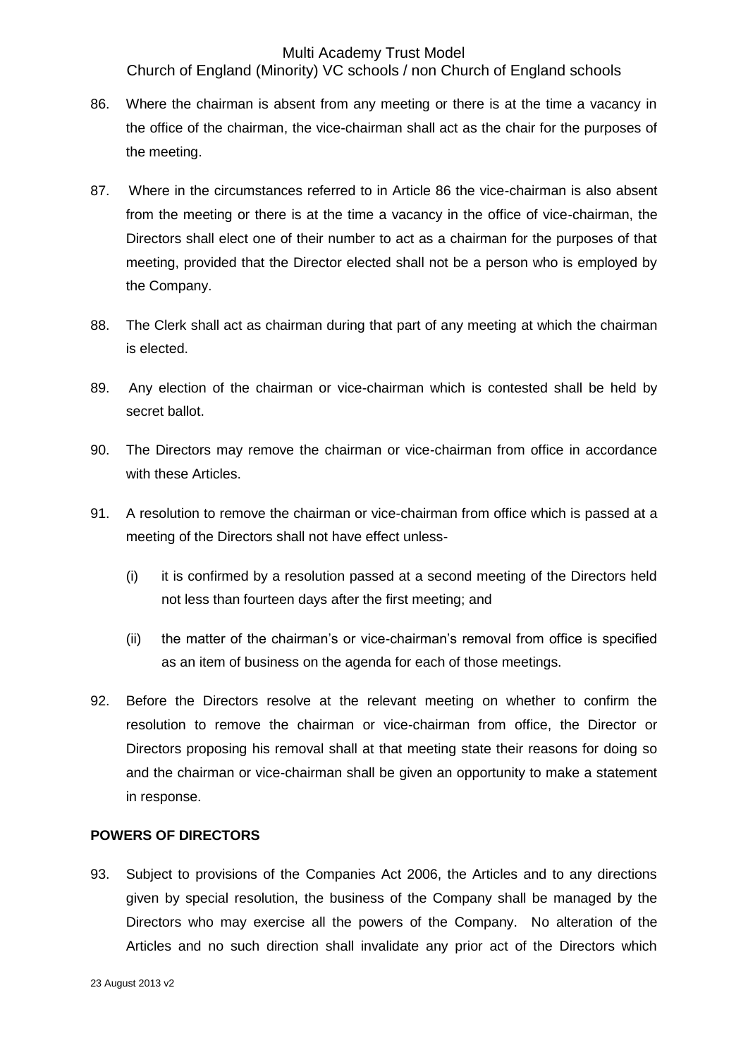86. Where the chairman is absent from any meeting or there is at the time a vacancy in the office of the chairman, the vice-chairman shall act as the chair for the purposes of the meeting.

87. Where in the circumstances referred to in Article 86 the vice-chairman is also absent from the meeting or there is at the time a vacancy in the office of vice-chairman, the Directors shall elect one of their number to act as a chairman for the purposes of that meeting, provided that the Director elected shall not be a person who is employed by the Company.

88. The Clerk shall act as chairman during that part of any meeting at which the chairman is elected.

89. Any election of the chairman or vice-chairman which is contested shall be held by secret ballot.

90. The Directors may remove the chairman or vice-chairman from office in accordance with these Articles.

91. A resolution to remove the chairman or vice-chairman from office which is passed at a meeting of the Directors shall not have effect unless-

    (i) it is confirmed by a resolution passed at a second meeting of the Directors held not less than fourteen days after the first meeting; and

    (ii) the matter of the chairman's or vice-chairman's removal from office is specified as an item of business on the agenda for each of those meetings.

92. Before the Directors resolve at the relevant meeting on whether to confirm the resolution to remove the chairman or vice-chairman from office, the Director or Directors proposing his removal shall at that meeting state their reasons for doing so and the chairman or vice-chairman shall be given an opportunity to make a statement in response.

**POWERS OF DIRECTORS**

93. Subject to provisions of the Companies Act 2006, the Articles and to any directions given by special resolution, the business of the Company shall be managed by the Directors who may exercise all the powers of the Company. No alteration of the Articles and no such direction shall invalidate any prior act of the Directors which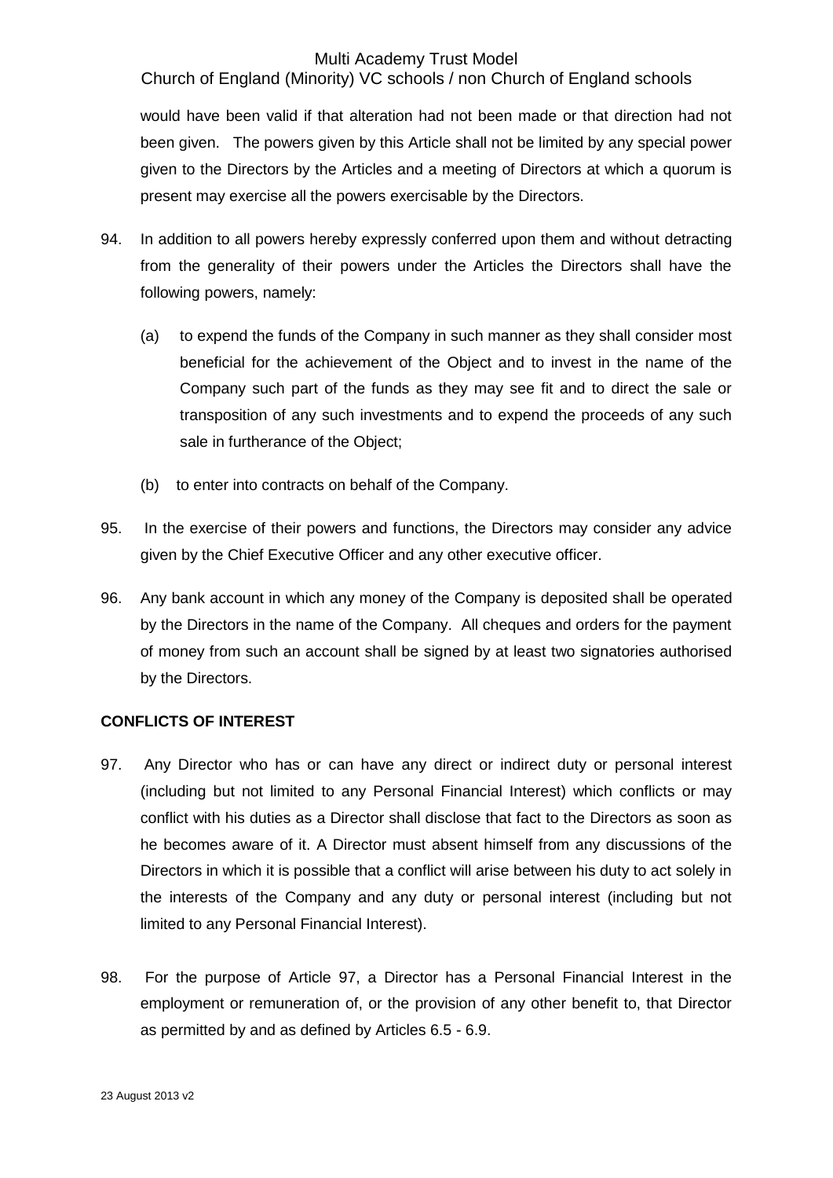would have been valid if that alteration had not been made or that direction had not been given. The powers given by this Article shall not be limited by any special power given to the Directors by the Articles and a meeting of Directors at which a quorum is present may exercise all the powers exercisable by the Directors.

94. In addition to all powers hereby expressly conferred upon them and without detracting from the generality of their powers under the Articles the Directors shall have the following powers, namely:

    (a) to expend the funds of the Company in such manner as they shall consider most beneficial for the achievement of the Object and to invest in the name of the Company such part of the funds as they may see fit and to direct the sale or transposition of any such investments and to expend the proceeds of any such sale in furtherance of the Object;

    (b) to enter into contracts on behalf of the Company.

95. In the exercise of their powers and functions, the Directors may consider any advice given by the Chief Executive Officer and any other executive officer.

96. Any bank account in which any money of the Company is deposited shall be operated by the Directors in the name of the Company. All cheques and orders for the payment of money from such an account shall be signed by at least two signatories authorised by the Directors.

**CONFLICTS OF INTEREST**

97. Any Director who has or can have any direct or indirect duty or personal interest (including but not limited to any Personal Financial Interest) which conflicts or may conflict with his duties as a Director shall disclose that fact to the Directors as soon as he becomes aware of it. A Director must absent himself from any discussions of the Directors in which it is possible that a conflict will arise between his duty to act solely in the interests of the Company and any duty or personal interest (including but not limited to any Personal Financial Interest).

98. For the purpose of Article 97, a Director has a Personal Financial Interest in the employment or remuneration of, or the provision of any other benefit to, that Director as permitted by and as defined by Articles 6.5 - 6.9.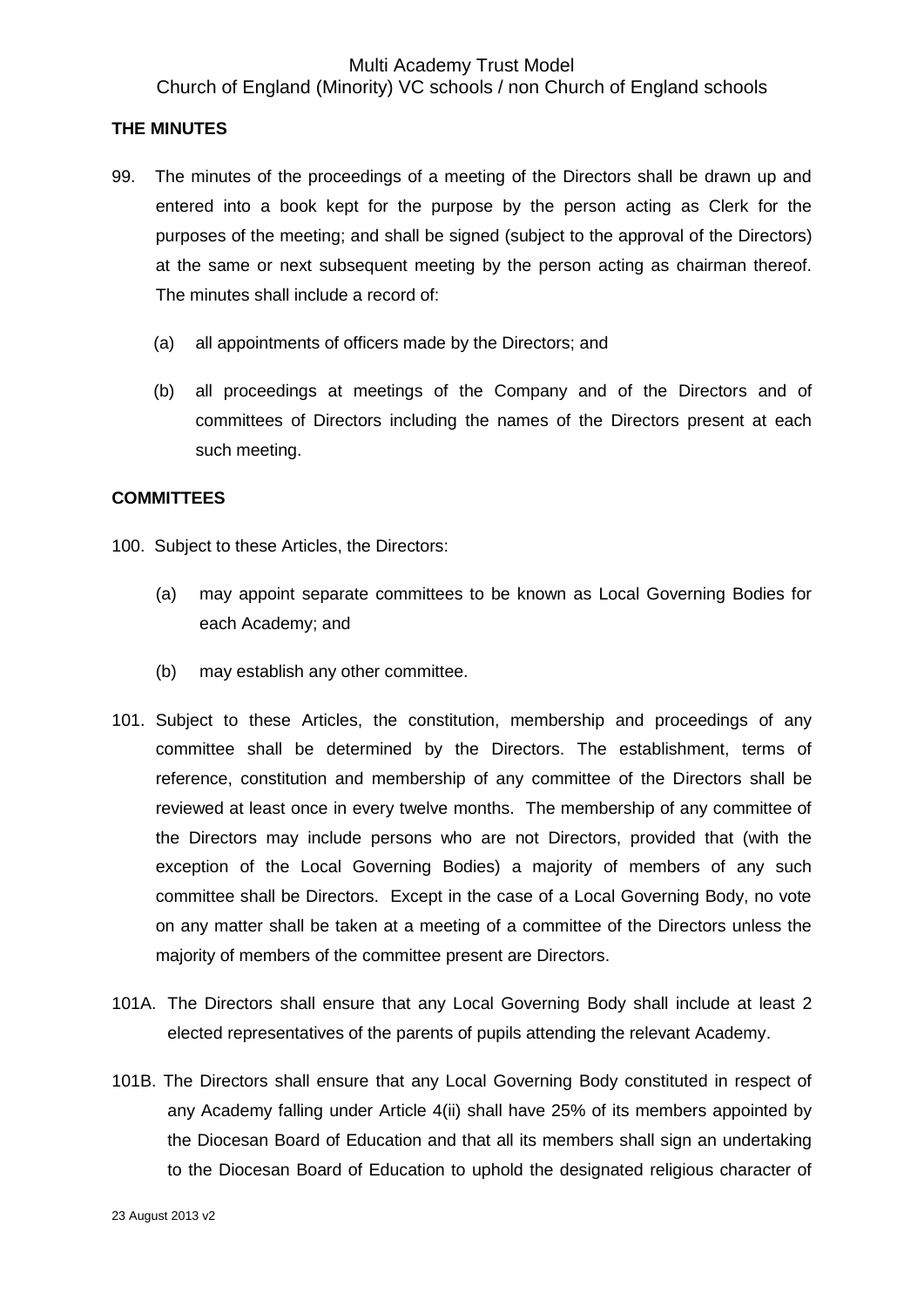## THE MINUTES

99. The minutes of the proceedings of a meeting of the Directors shall be drawn up and entered into a book kept for the purpose by the person acting as Clerk for the purposes of the meeting; and shall be signed (subject to the approval of the Directors) at the same or next subsequent meeting by the person acting as chairman thereof. The minutes shall include a record of:

    (a) all appointments of officers made by the Directors; and

    (b) all proceedings at meetings of the Company and of the Directors and of committees of Directors including the names of the Directors present at each such meeting.

## COMMITTEES

100. Subject to these Articles, the Directors:

    (a) may appoint separate committees to be known as Local Governing Bodies for each Academy; and

    (b) may establish any other committee.

101. Subject to these Articles, the constitution, membership and proceedings of any committee shall be determined by the Directors. The establishment, terms of reference, constitution and membership of any committee of the Directors shall be reviewed at least once in every twelve months. The membership of any committee of the Directors may include persons who are not Directors, provided that (with the exception of the Local Governing Bodies) a majority of members of any such committee shall be Directors. Except in the case of a Local Governing Body, no vote on any matter shall be taken at a meeting of a committee of the Directors unless the majority of members of the committee present are Directors.

101A. The Directors shall ensure that any Local Governing Body shall include at least 2 elected representatives of the parents of pupils attending the relevant Academy.

101B. The Directors shall ensure that any Local Governing Body constituted in respect of any Academy falling under Article 4(ii) shall have 25% of its members appointed by the Diocesan Board of Education and that all its members shall sign an undertaking to the Diocesan Board of Education to uphold the designated religious character of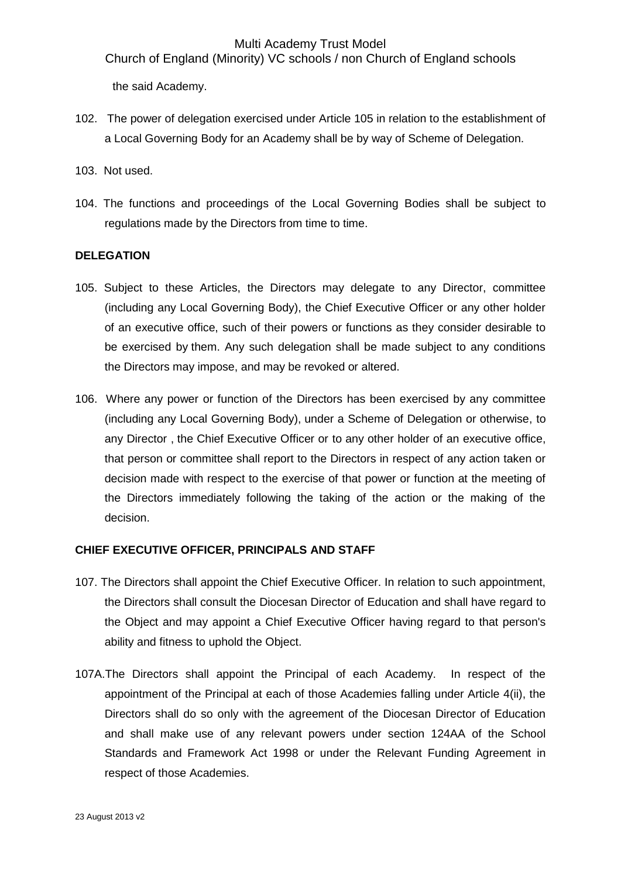the said Academy.

102. The power of delegation exercised under Article 105 in relation to the establishment of a Local Governing Body for an Academy shall be by way of Scheme of Delegation.

103. Not used.

104. The functions and proceedings of the Local Governing Bodies shall be subject to regulations made by the Directors from time to time.

**DELEGATION**

105. Subject to these Articles, the Directors may delegate to any Director, committee (including any Local Governing Body), the Chief Executive Officer or any other holder of an executive office, such of their powers or functions as they consider desirable to be exercised by them. Any such delegation shall be made subject to any conditions the Directors may impose, and may be revoked or altered.

106. Where any power or function of the Directors has been exercised by any committee (including any Local Governing Body), under a Scheme of Delegation or otherwise, to any Director , the Chief Executive Officer or to any other holder of an executive office, that person or committee shall report to the Directors in respect of any action taken or decision made with respect to the exercise of that power or function at the meeting of the Directors immediately following the taking of the action or the making of the decision.

**CHIEF EXECUTIVE OFFICER, PRINCIPALS AND STAFF**

107. The Directors shall appoint the Chief Executive Officer. In relation to such appointment, the Directors shall consult the Diocesan Director of Education and shall have regard to the Object and may appoint a Chief Executive Officer having regard to that person's ability and fitness to uphold the Object.

107A. The Directors shall appoint the Principal of each Academy. In respect of the appointment of the Principal at each of those Academies falling under Article 4(ii), the Directors shall do so only with the agreement of the Diocesan Director of Education and shall make use of any relevant powers under section 124AA of the School Standards and Framework Act 1998 or under the Relevant Funding Agreement in respect of those Academies.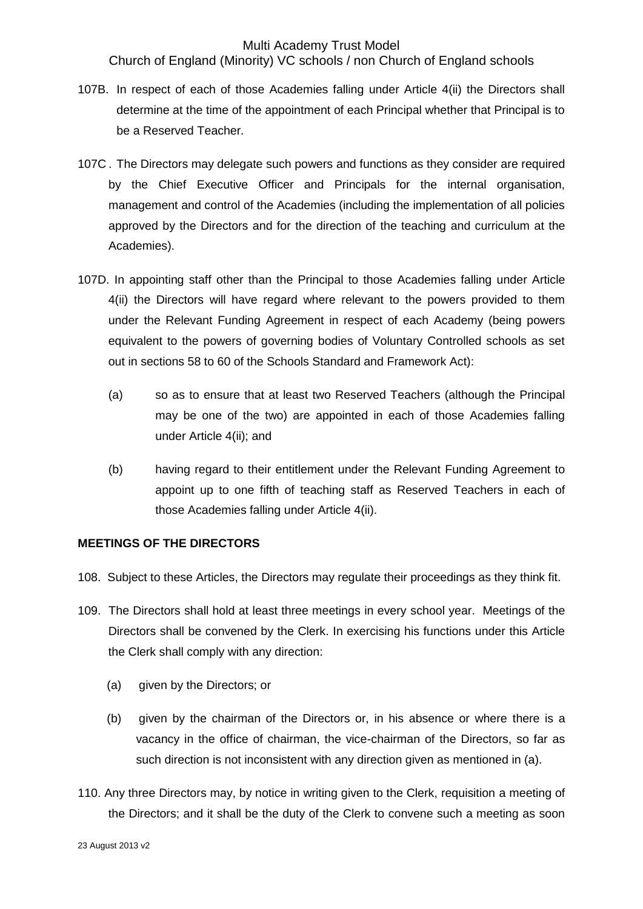107B. In respect of each of those Academies falling under Article 4(ii) the Directors shall determine at the time of the appointment of each Principal whether that Principal is to be a Reserved Teacher.

107C . The Directors may delegate such powers and functions as they consider are required by the Chief Executive Officer and Principals for the internal organisation, management and control of the Academies (including the implementation of all policies approved by the Directors and for the direction of the teaching and curriculum at the Academies).

107D. In appointing staff other than the Principal to those Academies falling under Article 4(ii) the Directors will have regard where relevant to the powers provided to them under the Relevant Funding Agreement in respect of each Academy (being powers equivalent to the powers of governing bodies of Voluntary Controlled schools as set out in sections 58 to 60 of the Schools Standard and Framework Act):

(a) so as to ensure that at least two Reserved Teachers (although the Principal may be one of the two) are appointed in each of those Academies falling under Article 4(ii); and

(b) having regard to their entitlement under the Relevant Funding Agreement to appoint up to one fifth of teaching staff as Reserved Teachers in each of those Academies falling under Article 4(ii).

**MEETINGS OF THE DIRECTORS**

108. Subject to these Articles, the Directors may regulate their proceedings as they think fit.

109. The Directors shall hold at least three meetings in every school year. Meetings of the Directors shall be convened by the Clerk. In exercising his functions under this Article the Clerk shall comply with any direction:

(a) given by the Directors; or

(b) given by the chairman of the Directors or, in his absence or where there is a vacancy in the office of chairman, the vice-chairman of the Directors, so far as such direction is not inconsistent with any direction given as mentioned in (a).

110. Any three Directors may, by notice in writing given to the Clerk, requisition a meeting of the Directors; and it shall be the duty of the Clerk to convene such a meeting as soon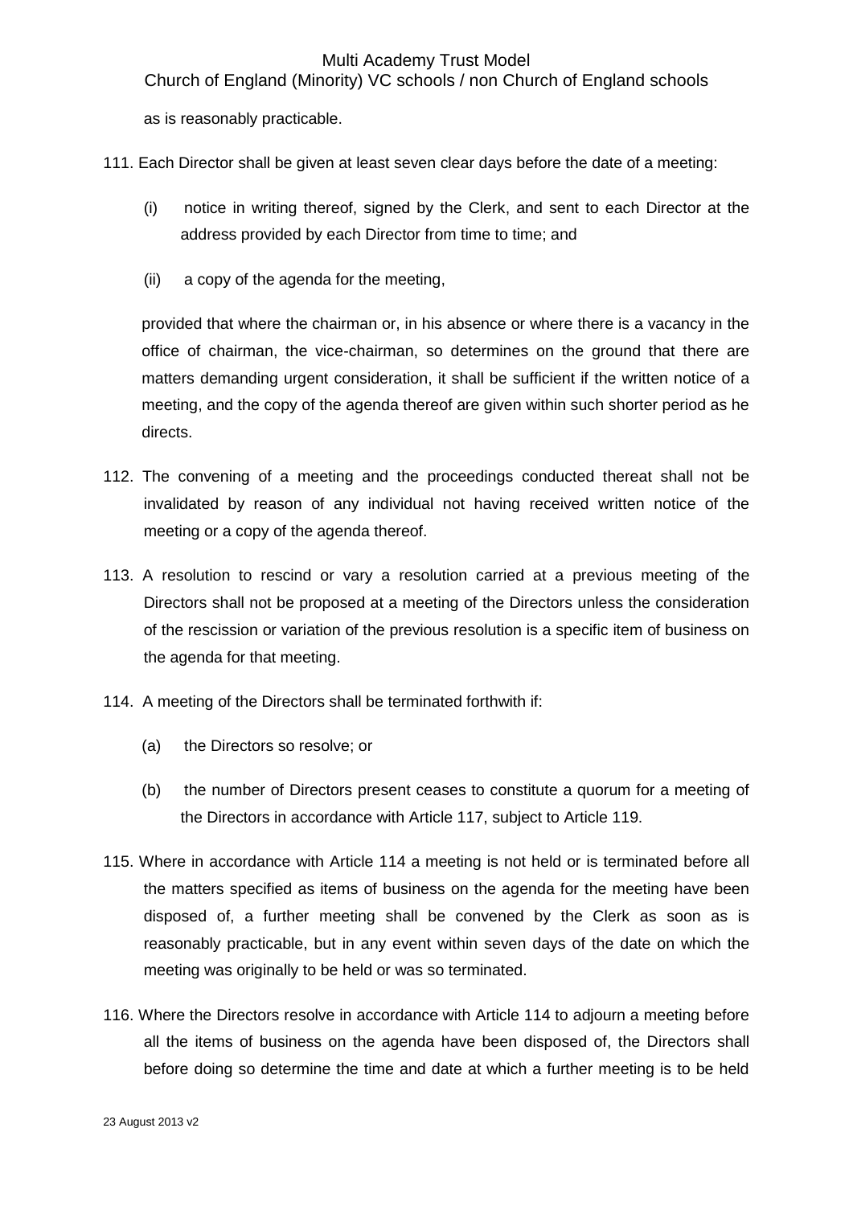as is reasonably practicable.

111. Each Director shall be given at least seven clear days before the date of a meeting:

    (i) notice in writing thereof, signed by the Clerk, and sent to each Director at the address provided by each Director from time to time; and

    (ii) a copy of the agenda for the meeting,

    provided that where the chairman or, in his absence or where there is a vacancy in the office of chairman, the vice-chairman, so determines on the ground that there are matters demanding urgent consideration, it shall be sufficient if the written notice of a meeting, and the copy of the agenda thereof are given within such shorter period as he directs.

112. The convening of a meeting and the proceedings conducted thereat shall not be invalidated by reason of any individual not having received written notice of the meeting or a copy of the agenda thereof.

113. A resolution to rescind or vary a resolution carried at a previous meeting of the Directors shall not be proposed at a meeting of the Directors unless the consideration of the rescission or variation of the previous resolution is a specific item of business on the agenda for that meeting.

114. A meeting of the Directors shall be terminated forthwith if:

    (a) the Directors so resolve; or

    (b) the number of Directors present ceases to constitute a quorum for a meeting of the Directors in accordance with Article 117, subject to Article 119.

115. Where in accordance with Article 114 a meeting is not held or is terminated before all the matters specified as items of business on the agenda for the meeting have been disposed of, a further meeting shall be convened by the Clerk as soon as is reasonably practicable, but in any event within seven days of the date on which the meeting was originally to be held or was so terminated.

116. Where the Directors resolve in accordance with Article 114 to adjourn a meeting before all the items of business on the agenda have been disposed of, the Directors shall before doing so determine the time and date at which a further meeting is to be held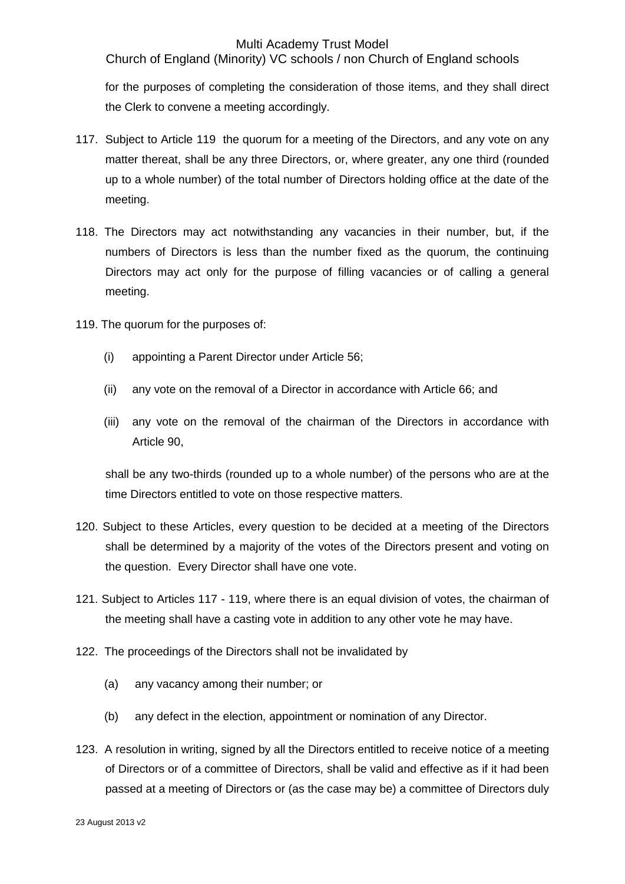for the purposes of completing the consideration of those items, and they shall direct the Clerk to convene a meeting accordingly.

117. Subject to Article 119 the quorum for a meeting of the Directors, and any vote on any matter thereat, shall be any three Directors, or, where greater, any one third (rounded up to a whole number) of the total number of Directors holding office at the date of the meeting.

118. The Directors may act notwithstanding any vacancies in their number, but, if the numbers of Directors is less than the number fixed as the quorum, the continuing Directors may act only for the purpose of filling vacancies or of calling a general meeting.

119. The quorum for the purposes of:

   (i) appointing a Parent Director under Article 56;

   (ii) any vote on the removal of a Director in accordance with Article 66; and

   (iii) any vote on the removal of the chairman of the Directors in accordance with Article 90,

   shall be any two-thirds (rounded up to a whole number) of the persons who are at the time Directors entitled to vote on those respective matters.

120. Subject to these Articles, every question to be decided at a meeting of the Directors shall be determined by a majority of the votes of the Directors present and voting on the question. Every Director shall have one vote.

121. Subject to Articles 117 - 119, where there is an equal division of votes, the chairman of the meeting shall have a casting vote in addition to any other vote he may have.

122. The proceedings of the Directors shall not be invalidated by

   (a) any vacancy among their number; or

   (b) any defect in the election, appointment or nomination of any Director.

123. A resolution in writing, signed by all the Directors entitled to receive notice of a meeting of Directors or of a committee of Directors, shall be valid and effective as if it had been passed at a meeting of Directors or (as the case may be) a committee of Directors duly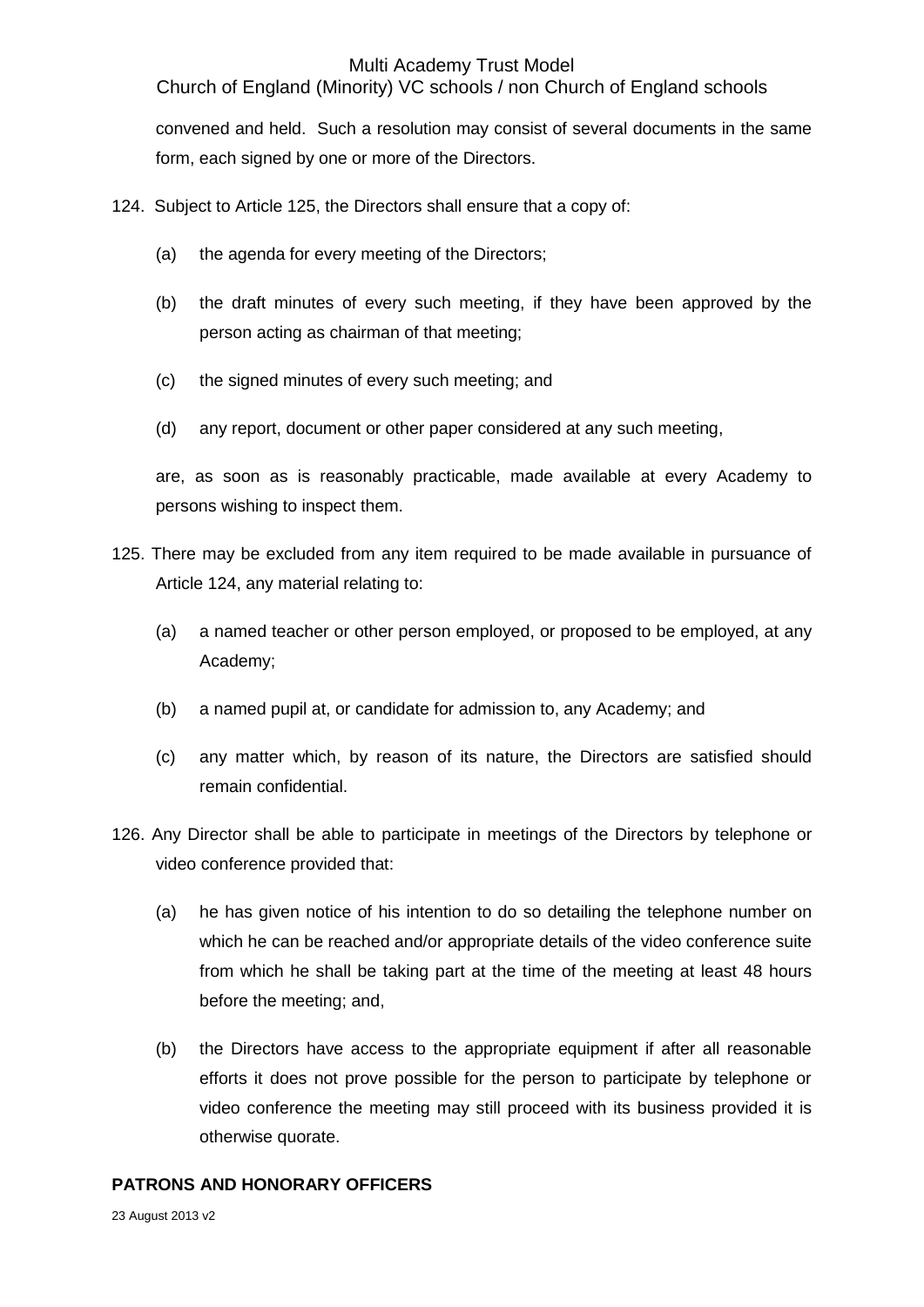convened and held. Such a resolution may consist of several documents in the same form, each signed by one or more of the Directors.

124. Subject to Article 125, the Directors shall ensure that a copy of:

   (a) the agenda for every meeting of the Directors;

   (b) the draft minutes of every such meeting, if they have been approved by the person acting as chairman of that meeting;

   (c) the signed minutes of every such meeting; and

   (d) any report, document or other paper considered at any such meeting,

   are, as soon as is reasonably practicable, made available at every Academy to persons wishing to inspect them.

125. There may be excluded from any item required to be made available in pursuance of Article 124, any material relating to:

   (a) a named teacher or other person employed, or proposed to be employed, at any Academy;

   (b) a named pupil at, or candidate for admission to, any Academy; and

   (c) any matter which, by reason of its nature, the Directors are satisfied should remain confidential.

126. Any Director shall be able to participate in meetings of the Directors by telephone or video conference provided that:

   (a) he has given notice of his intention to do so detailing the telephone number on which he can be reached and/or appropriate details of the video conference suite from which he shall be taking part at the time of the meeting at least 48 hours before the meeting; and,

   (b) the Directors have access to the appropriate equipment if after all reasonable efforts it does not prove possible for the person to participate by telephone or video conference the meeting may still proceed with its business provided it is otherwise quorate.

**PATRONS AND HONORARY OFFICERS**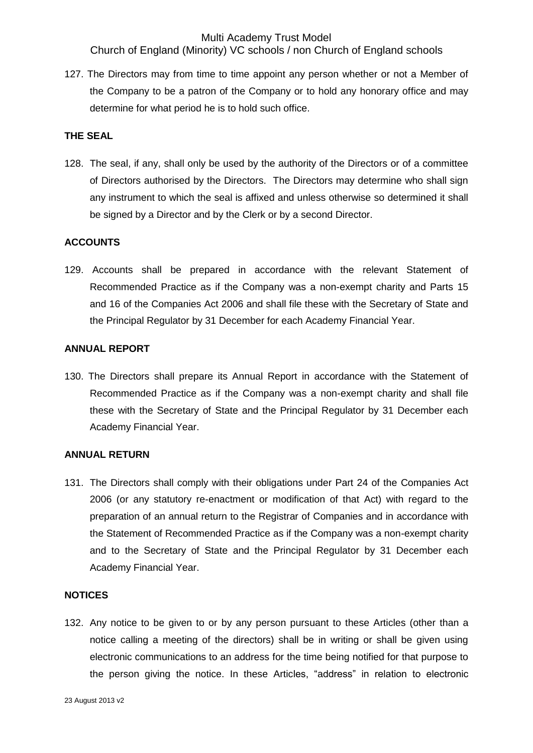127. The Directors may from time to time appoint any person whether or not a Member of the Company to be a patron of the Company or to hold any honorary office and may determine for what period he is to hold such office.

**THE SEAL**

128. The seal, if any, shall only be used by the authority of the Directors or of a committee of Directors authorised by the Directors. The Directors may determine who shall sign any instrument to which the seal is affixed and unless otherwise so determined it shall be signed by a Director and by the Clerk or by a second Director.

**ACCOUNTS**

129. Accounts shall be prepared in accordance with the relevant Statement of Recommended Practice as if the Company was a non-exempt charity and Parts 15 and 16 of the Companies Act 2006 and shall file these with the Secretary of State and the Principal Regulator by 31 December for each Academy Financial Year.

**ANNUAL REPORT**

130. The Directors shall prepare its Annual Report in accordance with the Statement of Recommended Practice as if the Company was a non-exempt charity and shall file these with the Secretary of State and the Principal Regulator by 31 December each Academy Financial Year.

**ANNUAL RETURN**

131. The Directors shall comply with their obligations under Part 24 of the Companies Act 2006 (or any statutory re-enactment or modification of that Act) with regard to the preparation of an annual return to the Registrar of Companies and in accordance with the Statement of Recommended Practice as if the Company was a non-exempt charity and to the Secretary of State and the Principal Regulator by 31 December each Academy Financial Year.

**NOTICES**

132. Any notice to be given to or by any person pursuant to these Articles (other than a notice calling a meeting of the directors) shall be in writing or shall be given using electronic communications to an address for the time being notified for that purpose to the person giving the notice. In these Articles, "address" in relation to electronic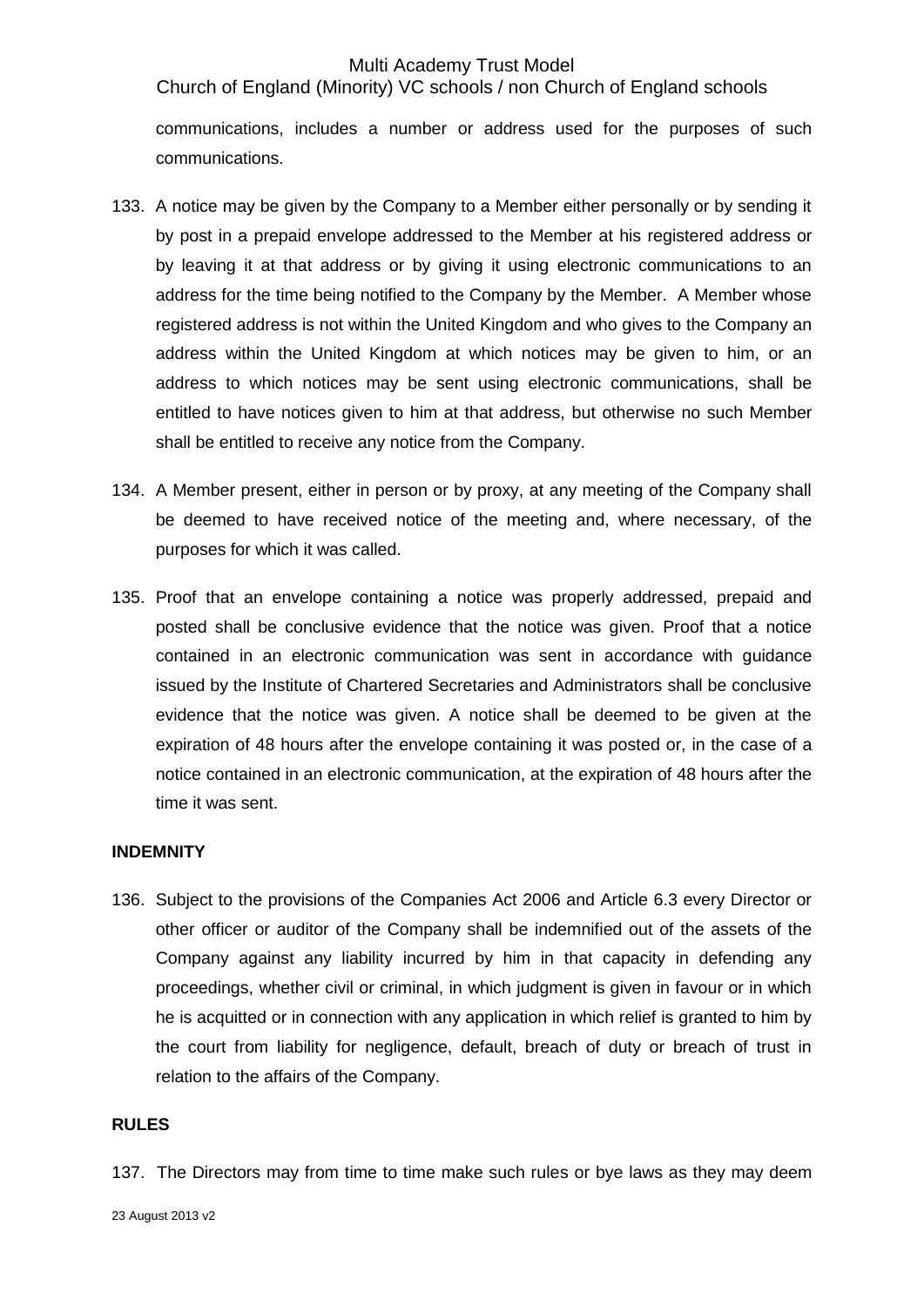communications, includes a number or address used for the purposes of such communications.

133. A notice may be given by the Company to a Member either personally or by sending it by post in a prepaid envelope addressed to the Member at his registered address or by leaving it at that address or by giving it using electronic communications to an address for the time being notified to the Company by the Member. A Member whose registered address is not within the United Kingdom and who gives to the Company an address within the United Kingdom at which notices may be given to him, or an address to which notices may be sent using electronic communications, shall be entitled to have notices given to him at that address, but otherwise no such Member shall be entitled to receive any notice from the Company.

134. A Member present, either in person or by proxy, at any meeting of the Company shall be deemed to have received notice of the meeting and, where necessary, of the purposes for which it was called.

135. Proof that an envelope containing a notice was properly addressed, prepaid and posted shall be conclusive evidence that the notice was given. Proof that a notice contained in an electronic communication was sent in accordance with guidance issued by the Institute of Chartered Secretaries and Administrators shall be conclusive evidence that the notice was given. A notice shall be deemed to be given at the expiration of 48 hours after the envelope containing it was posted or, in the case of a notice contained in an electronic communication, at the expiration of 48 hours after the time it was sent.

**INDEMNITY**

136. Subject to the provisions of the Companies Act 2006 and Article 6.3 every Director or other officer or auditor of the Company shall be indemnified out of the assets of the Company against any liability incurred by him in that capacity in defending any proceedings, whether civil or criminal, in which judgment is given in favour or in which he is acquitted or in connection with any application in which relief is granted to him by the court from liability for negligence, default, breach of duty or breach of trust in relation to the affairs of the Company.

**RULES**

137. The Directors may from time to time make such rules or bye laws as they may deem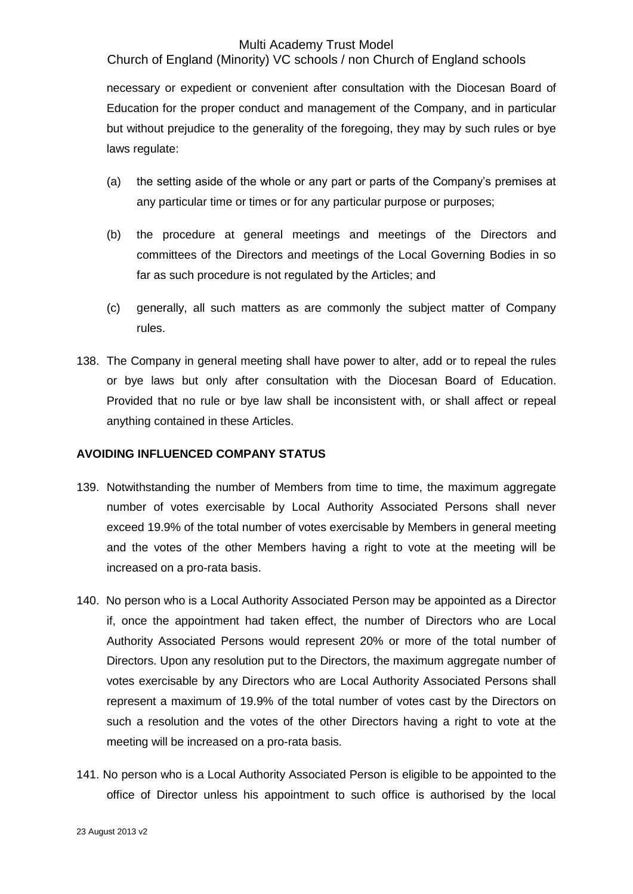necessary or expedient or convenient after consultation with the Diocesan Board of Education for the proper conduct and management of the Company, and in particular but without prejudice to the generality of the foregoing, they may by such rules or bye laws regulate:

(a) the setting aside of the whole or any part or parts of the Company's premises at any particular time or times or for any particular purpose or purposes;

(b) the procedure at general meetings and meetings of the Directors and committees of the Directors and meetings of the Local Governing Bodies in so far as such procedure is not regulated by the Articles; and

(c) generally, all such matters as are commonly the subject matter of Company rules.

138. The Company in general meeting shall have power to alter, add or to repeal the rules or bye laws but only after consultation with the Diocesan Board of Education. Provided that no rule or bye law shall be inconsistent with, or shall affect or repeal anything contained in these Articles.

**AVOIDING INFLUENCED COMPANY STATUS**

139. Notwithstanding the number of Members from time to time, the maximum aggregate number of votes exercisable by Local Authority Associated Persons shall never exceed 19.9% of the total number of votes exercisable by Members in general meeting and the votes of the other Members having a right to vote at the meeting will be increased on a pro-rata basis.

140. No person who is a Local Authority Associated Person may be appointed as a Director if, once the appointment had taken effect, the number of Directors who are Local Authority Associated Persons would represent 20% or more of the total number of Directors. Upon any resolution put to the Directors, the maximum aggregate number of votes exercisable by any Directors who are Local Authority Associated Persons shall represent a maximum of 19.9% of the total number of votes cast by the Directors on such a resolution and the votes of the other Directors having a right to vote at the meeting will be increased on a pro-rata basis.

141. No person who is a Local Authority Associated Person is eligible to be appointed to the office of Director unless his appointment to such office is authorised by the local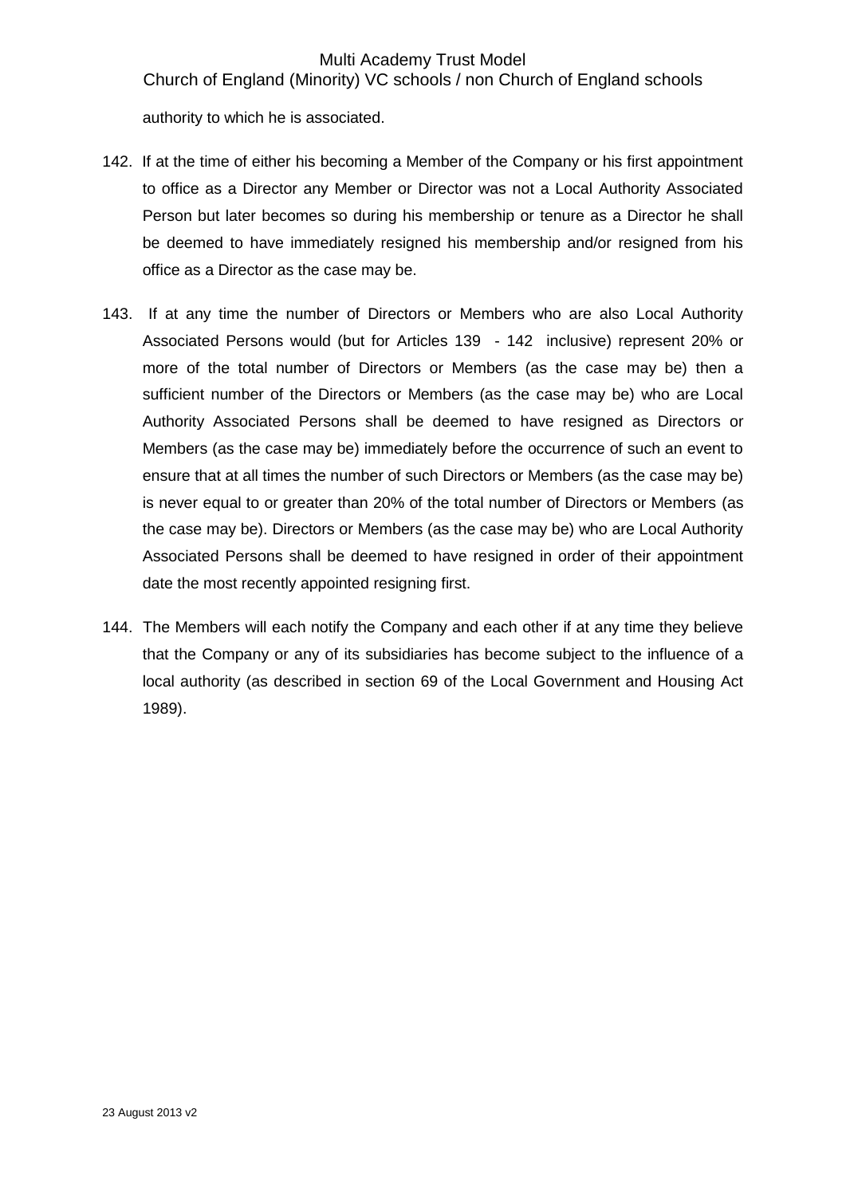authority to which he is associated.

142. If at the time of either his becoming a Member of the Company or his first appointment to office as a Director any Member or Director was not a Local Authority Associated Person but later becomes so during his membership or tenure as a Director he shall be deemed to have immediately resigned his membership and/or resigned from his office as a Director as the case may be.

143. If at any time the number of Directors or Members who are also Local Authority Associated Persons would (but for Articles 139 - 142 inclusive) represent 20% or more of the total number of Directors or Members (as the case may be) then a sufficient number of the Directors or Members (as the case may be) who are Local Authority Associated Persons shall be deemed to have resigned as Directors or Members (as the case may be) immediately before the occurrence of such an event to ensure that at all times the number of such Directors or Members (as the case may be) is never equal to or greater than 20% of the total number of Directors or Members (as the case may be). Directors or Members (as the case may be) who are Local Authority Associated Persons shall be deemed to have resigned in order of their appointment date the most recently appointed resigning first.

144. The Members will each notify the Company and each other if at any time they believe that the Company or any of its subsidiaries has become subject to the influence of a local authority (as described in section 69 of the Local Government and Housing Act 1989).